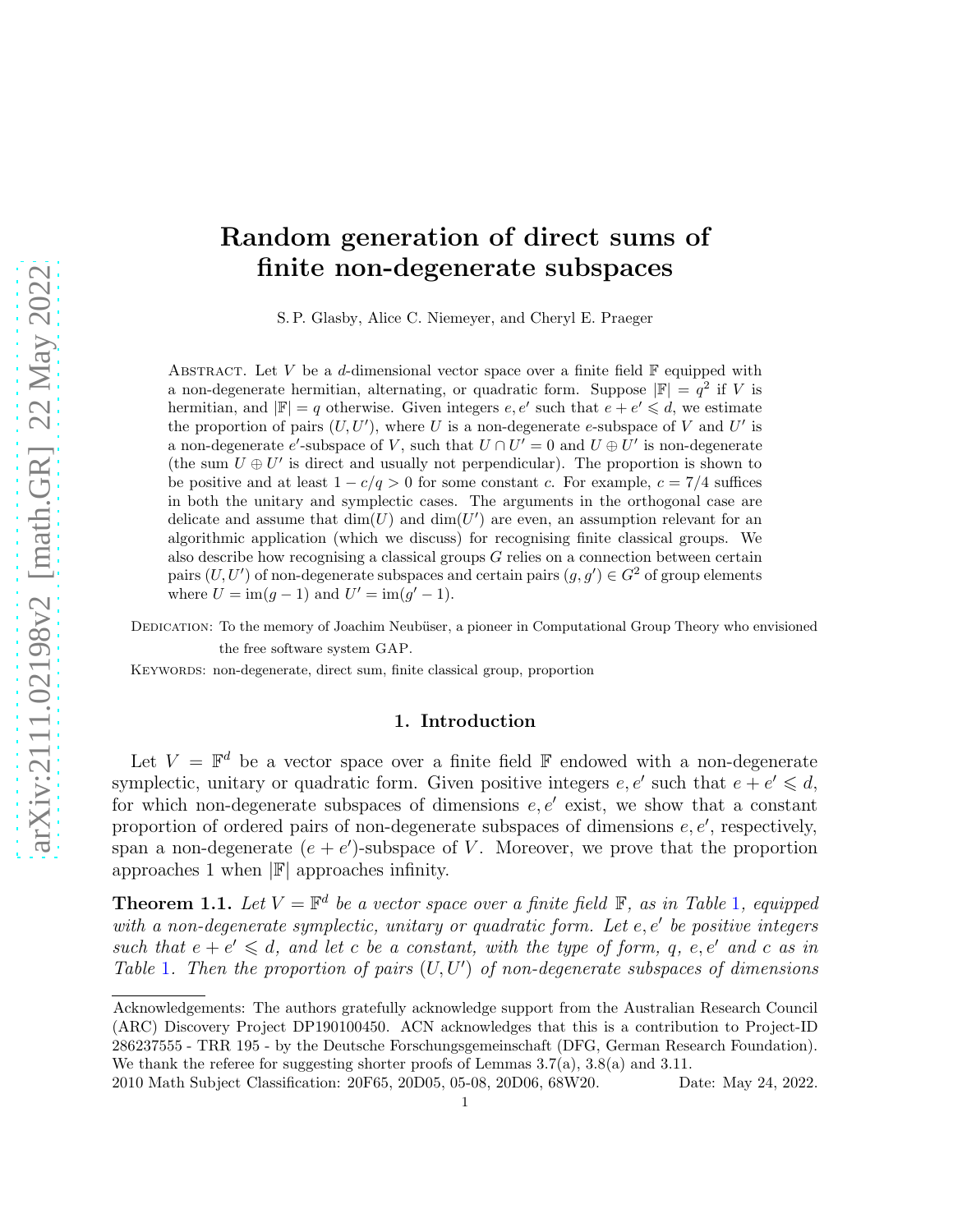# Random generation of direct sums of finite non-degenerate subspaces

S. P. Glasby, Alice C. Niemeyer, and Cheryl E. Praeger

Abstract. Let $V$ be a $d$-dimensional vector space over a finite field $\mathbb{F}$ equipped with a non-degenerate hermitian, alternating, or quadratic form. Suppose $|\mathbb{F}| = q^2$ if $V$ is hermitian, and $|\mathbb{F}| = q$ otherwise. Given integers $e, e'$ such that $e + e' \leqslant d$, we estimate the proportion of pairs $(U, U')$, where $U$ is a non-degenerate $e$-subspace of $V$ and $U'$ is a non-degenerate $e'$-subspace of $V$, such that $U \cap U' = 0$ and $U \oplus U'$ is non-degenerate (the sum $U \oplus U'$ is direct and usually not perpendicular). The proportion is shown to be positive and at least $1 - c/q > 0$ for some constant $c$. For example, $c = 7/4$ suffices in both the unitary and symplectic cases. The arguments in the orthogonal case are delicate and assume that $\dim(U)$ and $\dim(U')$ are even, an assumption relevant for an algorithmic application (which we discuss) for recognising finite classical groups. We also describe how recognising a classical groups $G$ relies on a connection between certain pairs $(U, U')$ of non-degenerate subspaces and certain pairs $(g, g') \in G^2$ of group elements where $U = \mathrm{im}(g - 1)$ and $U' = \mathrm{im}(g' - 1)$.

Dedication: To the memory of Joachim Neubüser, a pioneer in Computational Group Theory who envisioned the free software system GAP.

Keywords: non-degenerate, direct sum, finite classical group, proportion

## 1. Introduction

Let $V = \mathbb{F}^d$ be a vector space over a finite field $\mathbb{F}$ endowed with a non-degenerate symplectic, unitary or quadratic form. Given positive integers $e, e'$ such that $e + e' \leqslant d$, for which non-degenerate subspaces of dimensions $e, e'$ exist, we show that a constant proportion of ordered pairs of non-degenerate subspaces of dimensions $e, e'$, respectively, span a non-degenerate $(e + e')$-subspace of $V$. Moreover, we prove that the proportion approaches 1 when $|\mathbb{F}|$ approaches infinity.

**Theorem 1.1.** *Let $V = \mathbb{F}^d$ be a vector space over a finite field $\mathbb{F}$, as in Table 1, equipped with a non-degenerate symplectic, unitary or quadratic form. Let $e, e'$ be positive integers such that $e + e' \leqslant d$, and let $c$ be a constant, with the type of form, $q$, $e, e'$ and $c$ as in Table 1. Then the proportion of pairs $(U, U')$ of non-degenerate subspaces of dimensions*

---

Acknowledgements: The authors gratefully acknowledge support from the Australian Research Council (ARC) Discovery Project DP190100450. ACN acknowledges that this is a contribution to Project-ID 286237555 - TRR 195 - by the Deutsche Forschungsgemeinschaft (DFG, German Research Foundation). We thank the referee for suggesting shorter proofs of Lemmas 3.7(a), 3.8(a) and 3.11.

2010 Math Subject Classification: 20F65, 20D05, 05-08, 20D06, 68W20. Date: May 24, 2022.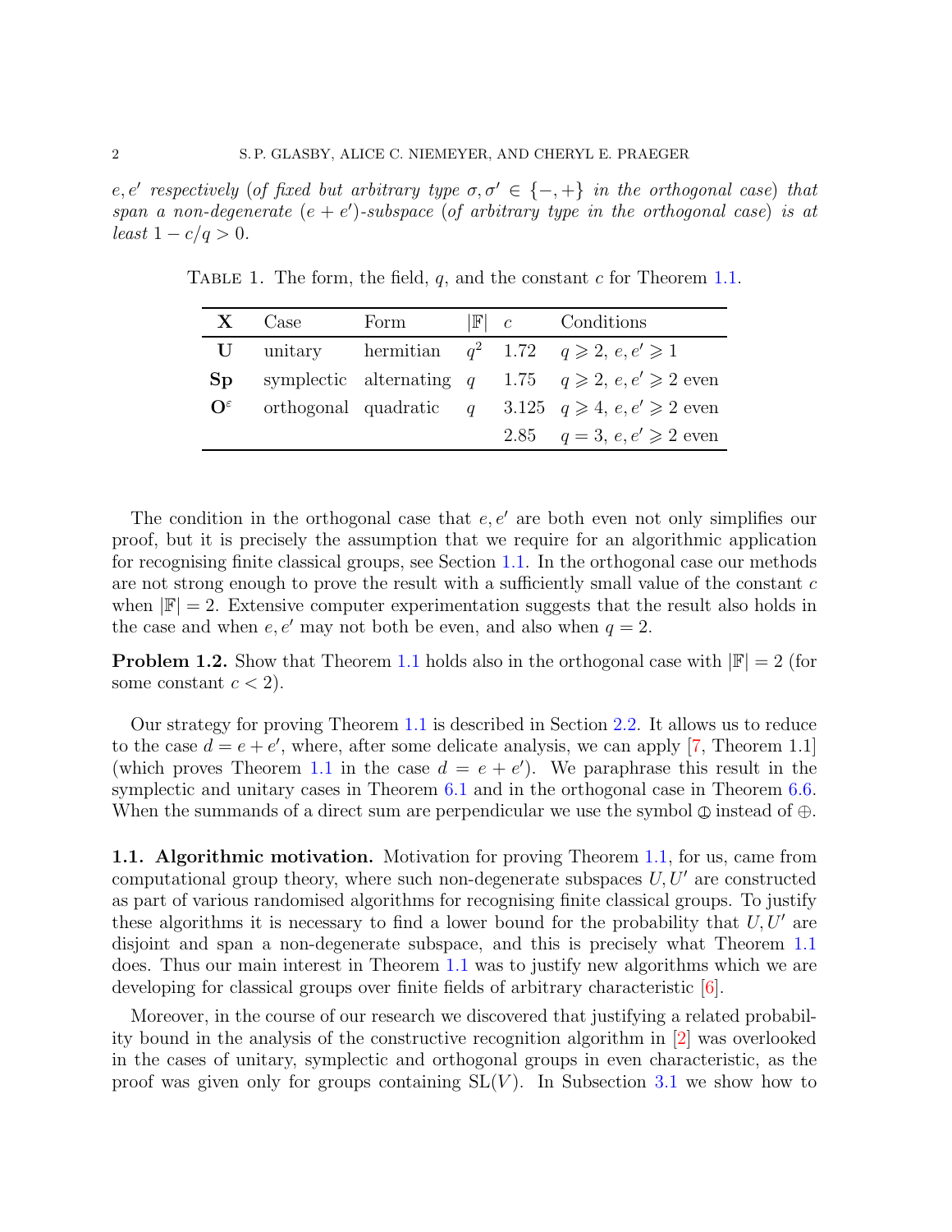*$e, e'$ respectively (of fixed but arbitrary type $\sigma, \sigma' \in \{-, +\}$ in the orthogonal case) that span a non-degenerate $(e + e')$-subspace (of arbitrary type in the orthogonal case) is at least $1 - c/q > 0$.*

Table 1. The form, the field, $q$, and the constant $c$ for Theorem 1.1.

| $\mathbf{X}$ | Case | Form | $\vert\mathbb{F}\vert$ | $c$ | Conditions |
|---|---|---|---|---|---|
| $\mathbf{U}$ | unitary | hermitian | $q^2$ | 1.72 | $q \geqslant 2$, $e, e' \geqslant 1$ |
| $\mathbf{Sp}$ | symplectic | alternating | $q$ | 1.75 | $q \geqslant 2$, $e, e' \geqslant 2$ even |
| $\mathbf{O}^\varepsilon$ | orthogonal | quadratic | $q$ | 3.125 | $q \geqslant 4$, $e, e' \geqslant 2$ even |
| | | | | 2.85 | $q = 3$, $e, e' \geqslant 2$ even |

The condition in the orthogonal case that $e, e'$ are both even not only simplifies our proof, but it is precisely the assumption that we require for an algorithmic application for recognising finite classical groups, see Section 1.1. In the orthogonal case our methods are not strong enough to prove the result with a sufficiently small value of the constant $c$ when $|\mathbb{F}| = 2$. Extensive computer experimentation suggests that the result also holds in the case and when $e, e'$ may not both be even, and also when $q = 2$.

**Problem 1.2.** Show that Theorem 1.1 holds also in the orthogonal case with $|\mathbb{F}| = 2$ (for some constant $c < 2$).

Our strategy for proving Theorem 1.1 is described in Section 2.2. It allows us to reduce to the case $d = e + e'$, where, after some delicate analysis, we can apply [7, Theorem 1.1] (which proves Theorem 1.1 in the case $d = e + e'$). We paraphrase this result in the symplectic and unitary cases in Theorem 6.1 and in the orthogonal case in Theorem 6.6. When the summands of a direct sum are perpendicular we use the symbol $\perp\!\!\!\!\bigcirc$ instead of $\oplus$.

### 1.1. Algorithmic motivation.

Motivation for proving Theorem 1.1, for us, came from computational group theory, where such non-degenerate subspaces $U, U'$ are constructed as part of various randomised algorithms for recognising finite classical groups. To justify these algorithms it is necessary to find a lower bound for the probability that $U, U'$ are disjoint and span a non-degenerate subspace, and this is precisely what Theorem 1.1 does. Thus our main interest in Theorem 1.1 was to justify new algorithms which we are developing for classical groups over finite fields of arbitrary characteristic [6].

Moreover, in the course of our research we discovered that justifying a related probability bound in the analysis of the constructive recognition algorithm in [2] was overlooked in the cases of unitary, symplectic and orthogonal groups in even characteristic, as the proof was given only for groups containing $\mathrm{SL}(V)$. In Subsection 3.1 we show how to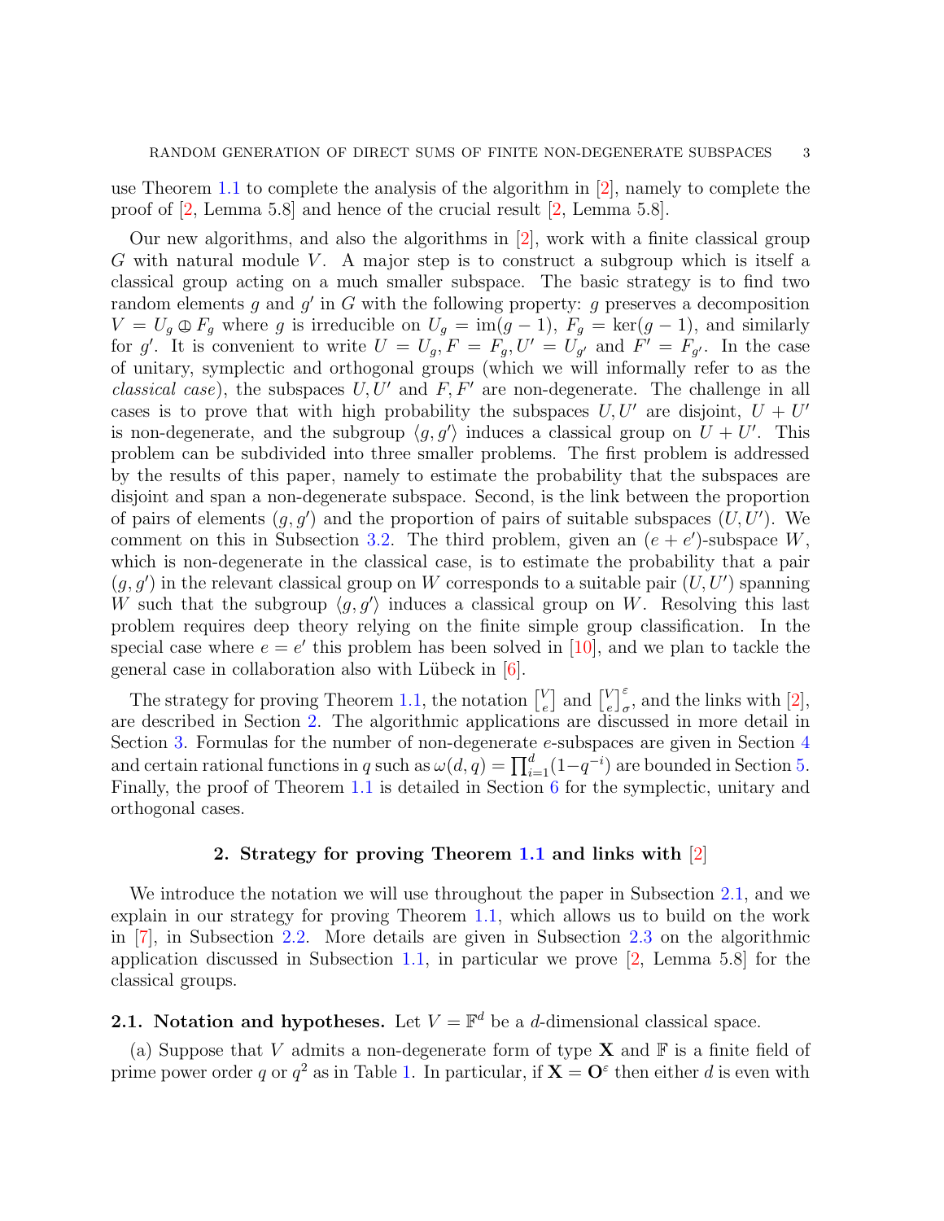use Theorem 1.1 to complete the analysis of the algorithm in [2], namely to complete the proof of [2, Lemma 5.8] and hence of the crucial result [2, Lemma 5.8].

Our new algorithms, and also the algorithms in [2], work with a finite classical group $G$ with natural module $V$. A major step is to construct a subgroup which is itself a classical group acting on a much smaller subspace. The basic strategy is to find two random elements $g$ and $g'$ in $G$ with the following property: $g$ preserves a decomposition $V = U_g \oplus F_g$ where $g$ is irreducible on $U_g = \mathrm{im}(g-1)$, $F_g = \ker(g-1)$, and similarly for $g'$. It is convenient to write $U = U_g, F = F_g, U' = U_{g'}$ and $F' = F_{g'}$. In the case of unitary, symplectic and orthogonal groups (which we will informally refer to as the *classical case*), the subspaces $U, U'$ and $F, F'$ are non-degenerate. The challenge in all cases is to prove that with high probability the subspaces $U, U'$ are disjoint, $U + U'$ is non-degenerate, and the subgroup $\langle g, g' \rangle$ induces a classical group on $U + U'$. This problem can be subdivided into three smaller problems. The first problem is addressed by the results of this paper, namely to estimate the probability that the subspaces are disjoint and span a non-degenerate subspace. Second, is the link between the proportion of pairs of elements $(g, g')$ and the proportion of pairs of suitable subspaces $(U, U')$. We comment on this in Subsection 3.2. The third problem, given an $(e+e')$-subspace $W$, which is non-degenerate in the classical case, is to estimate the probability that a pair $(g, g')$ in the relevant classical group on $W$ corresponds to a suitable pair $(U, U')$ spanning $W$ such that the subgroup $\langle g, g' \rangle$ induces a classical group on $W$. Resolving this last problem requires deep theory relying on the finite simple group classification. In the special case where $e = e'$ this problem has been solved in [10], and we plan to tackle the general case in collaboration also with Lübeck in [6].

The strategy for proving Theorem 1.1, the notation $\begin{bmatrix} V \\ e \end{bmatrix}$ and $\begin{bmatrix} V \\ e \end{bmatrix}_\sigma^\varepsilon$, and the links with [2], are described in Section 2. The algorithmic applications are discussed in more detail in Section 3. Formulas for the number of non-degenerate $e$-subspaces are given in Section 4 and certain rational functions in $q$ such as $\omega(d,q) = \prod_{i=1}^{d}(1-q^{-i})$ are bounded in Section 5. Finally, the proof of Theorem 1.1 is detailed in Section 6 for the symplectic, unitary and orthogonal cases.

## 2. Strategy for proving Theorem 1.1 and links with [2]

We introduce the notation we will use throughout the paper in Subsection 2.1, and we explain in our strategy for proving Theorem 1.1, which allows us to build on the work in [7], in Subsection 2.2. More details are given in Subsection 2.3 on the algorithmic application discussed in Subsection 1.1, in particular we prove [2, Lemma 5.8] for the classical groups.

**2.1. Notation and hypotheses.** Let $V = \mathbb{F}^d$ be a $d$-dimensional classical space.

(a) Suppose that $V$ admits a non-degenerate form of type $\mathbf{X}$ and $\mathbb{F}$ is a finite field of prime power order $q$ or $q^2$ as in Table 1. In particular, if $\mathbf{X} = \mathbf{O}^\varepsilon$ then either $d$ is even with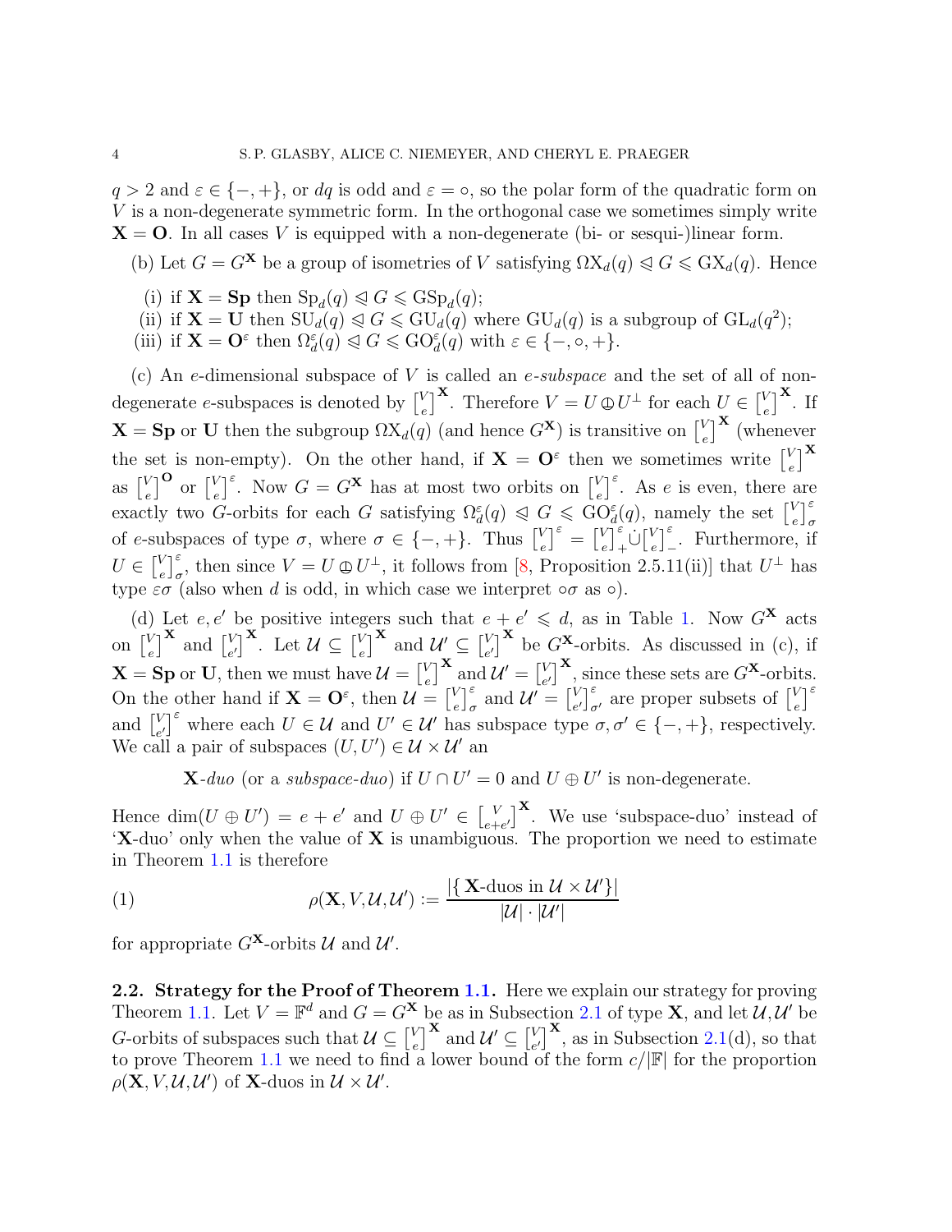$q > 2$ and $\varepsilon \in \{-,+\}$, or $dq$ is odd and $\varepsilon = \circ$, so the polar form of the quadratic form on $V$ is a non-degenerate symmetric form. In the orthogonal case we sometimes simply write $\mathbf{X} = \mathbf{O}$. In all cases $V$ is equipped with a non-degenerate (bi- or sesqui-)linear form.

(b) Let $G = G^{\mathbf{X}}$ be a group of isometries of $V$ satisfying $\Omega \mathrm{X}_d(q) \trianglelefteq G \leqslant \mathrm{GX}_d(q)$. Hence

- (i) if $\mathbf{X} = \mathbf{Sp}$ then $\mathrm{Sp}_d(q) \trianglelefteq G \leqslant \mathrm{GSp}_d(q)$;
- (ii) if $\mathbf{X} = \mathbf{U}$ then $\mathrm{SU}_d(q) \trianglelefteq G \leqslant \mathrm{GU}_d(q)$ where $\mathrm{GU}_d(q)$ is a subgroup of $\mathrm{GL}_d(q^2)$;
- (iii) if $\mathbf{X} = \mathbf{O}^\varepsilon$ then $\Omega_d^\varepsilon(q) \trianglelefteq G \leqslant \mathrm{GO}_d^\varepsilon(q)$ with $\varepsilon \in \{-,\circ,+\}$.

(c) An $e$-dimensional subspace of $V$ is called an *$e$-subspace* and the set of all of non-degenerate $e$-subspaces is denoted by $\begin{bmatrix} V \\ e \end{bmatrix}^{\mathbf{X}}$. Therefore $V = U \oplus U^\perp$ for each $U \in \begin{bmatrix} V \\ e \end{bmatrix}^{\mathbf{X}}$. If $\mathbf{X} = \mathbf{Sp}$ or $\mathbf{U}$ then the subgroup $\Omega \mathrm{X}_d(q)$ (and hence $G^{\mathbf{X}}$) is transitive on $\begin{bmatrix} V \\ e \end{bmatrix}^{\mathbf{X}}$ (whenever the set is non-empty). On the other hand, if $\mathbf{X} = \mathbf{O}^\varepsilon$ then we sometimes write $\begin{bmatrix} V \\ e \end{bmatrix}^{\mathbf{X}}$ as $\begin{bmatrix} V \\ e \end{bmatrix}^{\mathbf{O}}$ or $\begin{bmatrix} V \\ e \end{bmatrix}^{\varepsilon}$. Now $G = G^{\mathbf{X}}$ has at most two orbits on $\begin{bmatrix} V \\ e \end{bmatrix}^{\varepsilon}$. As $e$ is even, there are exactly two $G$-orbits for each $G$ satisfying $\Omega_d^\varepsilon(q) \trianglelefteq G \leqslant \mathrm{GO}_d^\varepsilon(q)$, namely the set $\begin{bmatrix} V \\ e \end{bmatrix}_\sigma^{\varepsilon}$ of $e$-subspaces of type $\sigma$, where $\sigma \in \{-,+\}$. Thus $\begin{bmatrix} V \\ e \end{bmatrix}^{\varepsilon} = \begin{bmatrix} V \\ e \end{bmatrix}_+^{\varepsilon} \dot\cup \begin{bmatrix} V \\ e \end{bmatrix}_-^{\varepsilon}$. Furthermore, if $U \in \begin{bmatrix} V \\ e \end{bmatrix}_\sigma^{\varepsilon}$, then since $V = U \oplus U^\perp$, it follows from [8, Proposition 2.5.11(ii)] that $U^\perp$ has type $\varepsilon\sigma$ (also when $d$ is odd, in which case we interpret $\circ\sigma$ as $\circ$).

(d) Let $e, e'$ be positive integers such that $e + e' \leqslant d$, as in Table 1. Now $G^{\mathbf{X}}$ acts on $\begin{bmatrix} V \\ e \end{bmatrix}^{\mathbf{X}}$ and $\begin{bmatrix} V \\ e' \end{bmatrix}^{\mathbf{X}}$. Let $\mathcal{U} \subseteq \begin{bmatrix} V \\ e \end{bmatrix}^{\mathbf{X}}$ and $\mathcal{U}' \subseteq \begin{bmatrix} V \\ e' \end{bmatrix}^{\mathbf{X}}$ be $G^{\mathbf{X}}$-orbits. As discussed in (c), if $\mathbf{X} = \mathbf{Sp}$ or $\mathbf{U}$, then we must have $\mathcal{U} = \begin{bmatrix} V \\ e \end{bmatrix}^{\mathbf{X}}$ and $\mathcal{U}' = \begin{bmatrix} V \\ e' \end{bmatrix}^{\mathbf{X}}$, since these sets are $G^{\mathbf{X}}$-orbits. On the other hand if $\mathbf{X} = \mathbf{O}^\varepsilon$, then $\mathcal{U} = \begin{bmatrix} V \\ e \end{bmatrix}_\sigma^{\varepsilon}$ and $\mathcal{U}' = \begin{bmatrix} V \\ e' \end{bmatrix}_{\sigma'}^{\varepsilon}$ are proper subsets of $\begin{bmatrix} V \\ e \end{bmatrix}^{\varepsilon}$ and $\begin{bmatrix} V \\ e' \end{bmatrix}^{\varepsilon}$ where each $U \in \mathcal{U}$ and $U' \in \mathcal{U}'$ has subspace type $\sigma, \sigma' \in \{-,+\}$, respectively. We call a pair of subspaces $(U, U') \in \mathcal{U} \times \mathcal{U}'$ an

$$\mathbf{X}\text{-}duo \text{ (or a } subspace\text{-}duo\text{) if } U \cap U' = 0 \text{ and } U \oplus U' \text{ is non-degenerate.}$$

Hence $\dim(U \oplus U') = e + e'$ and $U \oplus U' \in \begin{bmatrix} V \\ e+e' \end{bmatrix}^{\mathbf{X}}$. We use 'subspace-duo' instead of '$\mathbf{X}$-duo' only when the value of $\mathbf{X}$ is unambiguous. The proportion we need to estimate in Theorem 1.1 is therefore

$$\rho(\mathbf{X}, V, \mathcal{U}, \mathcal{U}') := \frac{|\{\, \mathbf{X}\text{-duos in } \mathcal{U} \times \mathcal{U}'\}|}{|\mathcal{U}| \cdot |\mathcal{U}'|} \tag{1}$$

for appropriate $G^{\mathbf{X}}$-orbits $\mathcal{U}$ and $\mathcal{U}'$.

**2.2. Strategy for the Proof of Theorem 1.1.** Here we explain our strategy for proving Theorem 1.1. Let $V = \mathbb{F}^d$ and $G = G^{\mathbf{X}}$ be as in Subsection 2.1 of type $\mathbf{X}$, and let $\mathcal{U}, \mathcal{U}'$ be $G$-orbits of subspaces such that $\mathcal{U} \subseteq \begin{bmatrix} V \\ e \end{bmatrix}^{\mathbf{X}}$ and $\mathcal{U}' \subseteq \begin{bmatrix} V \\ e' \end{bmatrix}^{\mathbf{X}}$, as in Subsection 2.1(d), so that to prove Theorem 1.1 we need to find a lower bound of the form $c/|\mathbb{F}|$ for the proportion $\rho(\mathbf{X}, V, \mathcal{U}, \mathcal{U}')$ of $\mathbf{X}$-duos in $\mathcal{U} \times \mathcal{U}'$.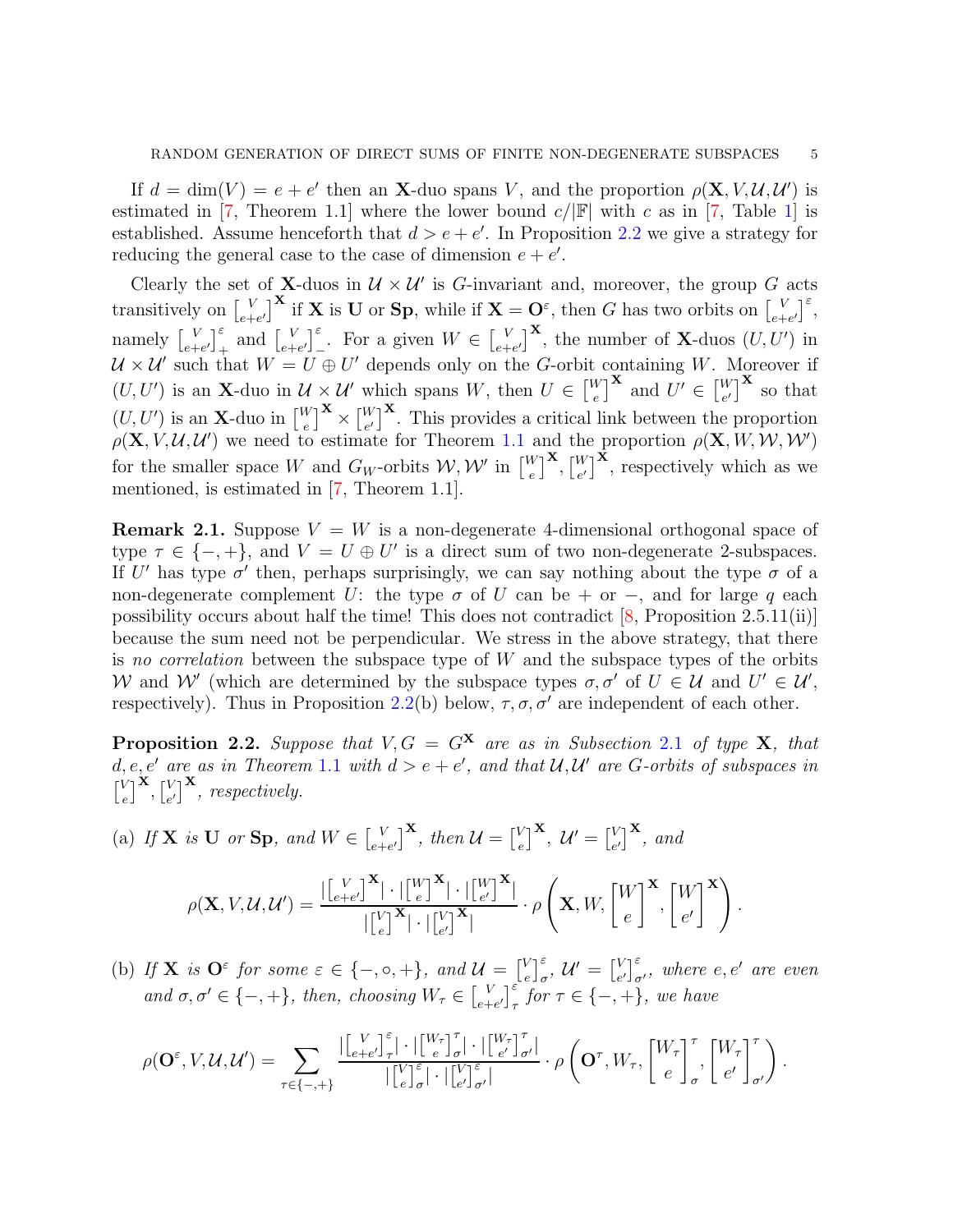If $d = \dim(V) = e + e'$ then an $\mathbf{X}$-duo spans $V$, and the proportion $\rho(\mathbf{X}, V, \mathcal{U}, \mathcal{U}')$ is estimated in [7, Theorem 1.1] where the lower bound $c/|\mathbb{F}|$ with $c$ as in [7, Table 1] is established. Assume henceforth that $d > e + e'$. In Proposition 2.2 we give a strategy for reducing the general case to the case of dimension $e + e'$.

Clearly the set of $\mathbf{X}$-duos in $\mathcal{U} \times \mathcal{U}'$ is $G$-invariant and, moreover, the group $G$ acts transitively on $\begin{bmatrix} V \\ e+e' \end{bmatrix}^{\mathbf{X}}$ if $\mathbf{X}$ is $\mathbf{U}$ or $\mathbf{Sp}$, while if $\mathbf{X} = \mathbf{O}^\varepsilon$, then $G$ has two orbits on $\begin{bmatrix} V \\ e+e' \end{bmatrix}^{\varepsilon}$, namely $\begin{bmatrix} V \\ e+e' \end{bmatrix}^{\varepsilon}_{+}$ and $\begin{bmatrix} V \\ e+e' \end{bmatrix}^{\varepsilon}_{-}$. For a given $W \in \begin{bmatrix} V \\ e+e' \end{bmatrix}^{\mathbf{X}}$, the number of $\mathbf{X}$-duos $(U, U')$ in $\mathcal{U} \times \mathcal{U}'$ such that $W = U \oplus U'$ depends only on the $G$-orbit containing $W$. Moreover if $(U, U')$ is an $\mathbf{X}$-duo in $\mathcal{U} \times \mathcal{U}'$ which spans $W$, then $U \in \begin{bmatrix} W \\ e \end{bmatrix}^{\mathbf{X}}$ and $U' \in \begin{bmatrix} W \\ e' \end{bmatrix}^{\mathbf{X}}$ so that $(U, U')$ is an $\mathbf{X}$-duo in $\begin{bmatrix} W \\ e \end{bmatrix}^{\mathbf{X}} \times \begin{bmatrix} W \\ e' \end{bmatrix}^{\mathbf{X}}$. This provides a critical link between the proportion $\rho(\mathbf{X}, V, \mathcal{U}, \mathcal{U}')$ we need to estimate for Theorem 1.1 and the proportion $\rho(\mathbf{X}, W, \mathcal{W}, \mathcal{W}')$ for the smaller space $W$ and $G_W$-orbits $\mathcal{W}, \mathcal{W}'$ in $\begin{bmatrix} W \\ e \end{bmatrix}^{\mathbf{X}}, \begin{bmatrix} W \\ e' \end{bmatrix}^{\mathbf{X}}$, respectively which as we mentioned, is estimated in [7, Theorem 1.1].

**Remark 2.1.** Suppose $V = W$ is a non-degenerate 4-dimensional orthogonal space of type $\tau \in \{-, +\}$, and $V = U \oplus U'$ is a direct sum of two non-degenerate 2-subspaces. If $U'$ has type $\sigma'$ then, perhaps surprisingly, we can say nothing about the type $\sigma$ of a non-degenerate complement $U$: the type $\sigma$ of $U$ can be $+$ or $-$, and for large $q$ each possibility occurs about half the time! This does not contradict [8, Proposition 2.5.11(ii)] because the sum need not be perpendicular. We stress in the above strategy, that there is *no correlation* between the subspace type of $W$ and the subspace types of the orbits $\mathcal{W}$ and $\mathcal{W}'$ (which are determined by the subspace types $\sigma, \sigma'$ of $U \in \mathcal{U}$ and $U' \in \mathcal{U}'$, respectively). Thus in Proposition 2.2(b) below, $\tau, \sigma, \sigma'$ are independent of each other.

**Proposition 2.2.** *Suppose that $V, G = G^{\mathbf{X}}$ are as in Subsection 2.1 of type $\mathbf{X}$, that $d, e, e'$ are as in Theorem 1.1 with $d > e + e'$, and that $\mathcal{U}, \mathcal{U}'$ are $G$-orbits of subspaces in $\begin{bmatrix} V \\ e \end{bmatrix}^{\mathbf{X}}, \begin{bmatrix} V \\ e' \end{bmatrix}^{\mathbf{X}}$, respectively.*

(a) *If $\mathbf{X}$ is $\mathbf{U}$ or $\mathbf{Sp}$, and $W \in \begin{bmatrix} V \\ e+e' \end{bmatrix}^{\mathbf{X}}$, then $\mathcal{U} = \begin{bmatrix} V \\ e \end{bmatrix}^{\mathbf{X}}$, $\mathcal{U}' = \begin{bmatrix} V \\ e' \end{bmatrix}^{\mathbf{X}}$, and*

$$\rho(\mathbf{X}, V, \mathcal{U}, \mathcal{U}') = \frac{|\begin{bmatrix} V \\ e+e' \end{bmatrix}^{\mathbf{X}}| \cdot |\begin{bmatrix} W \\ e \end{bmatrix}^{\mathbf{X}}| \cdot |\begin{bmatrix} W \\ e' \end{bmatrix}^{\mathbf{X}}|}{|\begin{bmatrix} V \\ e \end{bmatrix}^{\mathbf{X}}| \cdot |\begin{bmatrix} V \\ e' \end{bmatrix}^{\mathbf{X}}|} \cdot \rho\left(\mathbf{X}, W, \begin{bmatrix} W \\ e \end{bmatrix}^{\mathbf{X}}, \begin{bmatrix} W \\ e' \end{bmatrix}^{\mathbf{X}}\right).$$

(b) *If $\mathbf{X}$ is $\mathbf{O}^\varepsilon$ for some $\varepsilon \in \{-, \circ, +\}$, and $\mathcal{U} = \begin{bmatrix} V \\ e \end{bmatrix}^{\varepsilon}_{\sigma}$, $\mathcal{U}' = \begin{bmatrix} V \\ e' \end{bmatrix}^{\varepsilon}_{\sigma'}$, where $e, e'$ are even and $\sigma, \sigma' \in \{-, +\}$, then, choosing $W_\tau \in \begin{bmatrix} V \\ e+e' \end{bmatrix}^{\varepsilon}_{\tau}$ for $\tau \in \{-, +\}$, we have*

$$\rho(\mathbf{O}^\varepsilon, V, \mathcal{U}, \mathcal{U}') = \sum_{\tau \in \{-,+\}} \frac{|\begin{bmatrix} V \\ e+e' \end{bmatrix}^{\varepsilon}_{\tau}| \cdot |\begin{bmatrix} W_\tau \\ e \end{bmatrix}^{\tau}_{\sigma}| \cdot |\begin{bmatrix} W_\tau \\ e' \end{bmatrix}^{\tau}_{\sigma'}|}{|\begin{bmatrix} V \\ e \end{bmatrix}^{\varepsilon}_{\sigma}| \cdot |\begin{bmatrix} V \\ e' \end{bmatrix}^{\varepsilon}_{\sigma'}|} \cdot \rho\left(\mathbf{O}^\tau, W_\tau, \begin{bmatrix} W_\tau \\ e \end{bmatrix}^{\tau}_{\sigma}, \begin{bmatrix} W_\tau \\ e' \end{bmatrix}^{\tau}_{\sigma'}\right).$$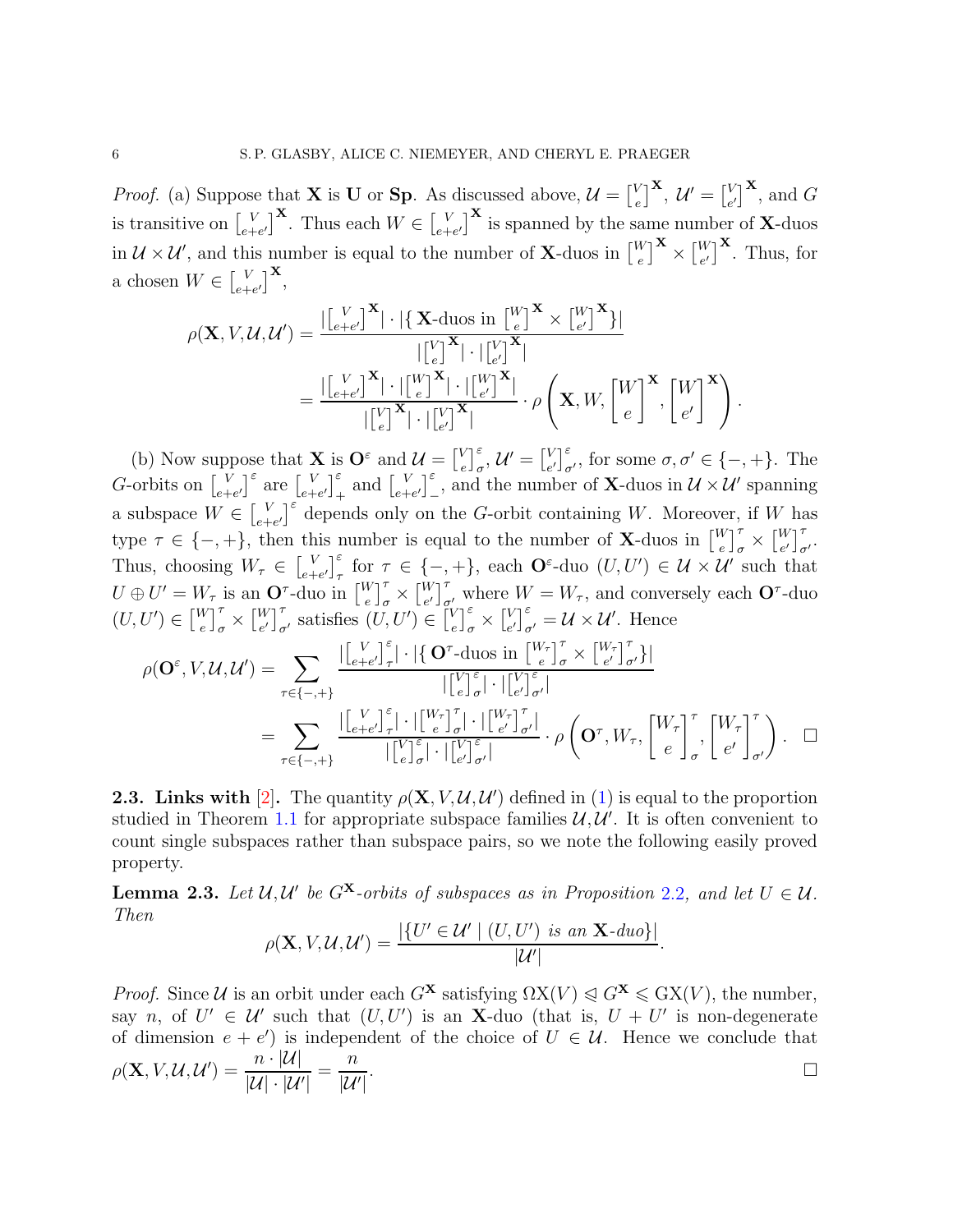*Proof.* (a) Suppose that $\mathbf{X}$ is $\mathbf{U}$ or $\mathbf{Sp}$. As discussed above, $\mathcal{U} = \left[\begin{smallmatrix} V \\ e \end{smallmatrix}\right]^{\mathbf{X}}$, $\mathcal{U}' = \left[\begin{smallmatrix} V \\ e' \end{smallmatrix}\right]^{\mathbf{X}}$, and $G$ is transitive on $\left[\begin{smallmatrix} V \\ e+e' \end{smallmatrix}\right]^{\mathbf{X}}$. Thus each $W \in \left[\begin{smallmatrix} V \\ e+e' \end{smallmatrix}\right]^{\mathbf{X}}$ is spanned by the same number of $\mathbf{X}$-duos in $\mathcal{U} \times \mathcal{U}'$, and this number is equal to the number of $\mathbf{X}$-duos in $\left[\begin{smallmatrix} W \\ e \end{smallmatrix}\right]^{\mathbf{X}} \times \left[\begin{smallmatrix} W \\ e' \end{smallmatrix}\right]^{\mathbf{X}}$. Thus, for a chosen $W \in \left[\begin{smallmatrix} V \\ e+e' \end{smallmatrix}\right]^{\mathbf{X}}$,

$$\begin{aligned}
\rho(\mathbf{X}, V, \mathcal{U}, \mathcal{U}') &= \frac{|\left[\begin{smallmatrix} V \\ e+e' \end{smallmatrix}\right]^{\mathbf{X}}| \cdot |\{\, \mathbf{X}\text{-duos in } \left[\begin{smallmatrix} W \\ e \end{smallmatrix}\right]^{\mathbf{X}} \times \left[\begin{smallmatrix} W \\ e' \end{smallmatrix}\right]^{\mathbf{X}} \}|}{|\left[\begin{smallmatrix} V \\ e \end{smallmatrix}\right]^{\mathbf{X}}| \cdot |\left[\begin{smallmatrix} V \\ e' \end{smallmatrix}\right]^{\mathbf{X}}|} \\
&= \frac{|\left[\begin{smallmatrix} V \\ e+e' \end{smallmatrix}\right]^{\mathbf{X}}| \cdot |\left[\begin{smallmatrix} W \\ e \end{smallmatrix}\right]^{\mathbf{X}}| \cdot |\left[\begin{smallmatrix} W \\ e' \end{smallmatrix}\right]^{\mathbf{X}}|}{|\left[\begin{smallmatrix} V \\ e \end{smallmatrix}\right]^{\mathbf{X}}| \cdot |\left[\begin{smallmatrix} V \\ e' \end{smallmatrix}\right]^{\mathbf{X}}|} \cdot \rho\left(\mathbf{X}, W, \begin{bmatrix} W \\ e \end{bmatrix}^{\mathbf{X}}, \begin{bmatrix} W \\ e' \end{bmatrix}^{\mathbf{X}}\right).
\end{aligned}$$

(b) Now suppose that $\mathbf{X}$ is $\mathbf{O}^{\varepsilon}$ and $\mathcal{U} = \left[\begin{smallmatrix} V \\ e \end{smallmatrix}\right]^{\varepsilon}_{\sigma}$, $\mathcal{U}' = \left[\begin{smallmatrix} V \\ e' \end{smallmatrix}\right]^{\varepsilon}_{\sigma'}$, for some $\sigma, \sigma' \in \{-, +\}$. The $G$-orbits on $\left[\begin{smallmatrix} V \\ e+e' \end{smallmatrix}\right]^{\varepsilon}$ are $\left[\begin{smallmatrix} V \\ e+e' \end{smallmatrix}\right]^{\varepsilon}_{+}$ and $\left[\begin{smallmatrix} V \\ e+e' \end{smallmatrix}\right]^{\varepsilon}_{-}$, and the number of $\mathbf{X}$-duos in $\mathcal{U} \times \mathcal{U}'$ spanning a subspace $W \in \left[\begin{smallmatrix} V \\ e+e' \end{smallmatrix}\right]^{\varepsilon}$ depends only on the $G$-orbit containing $W$. Moreover, if $W$ has type $\tau \in \{-, +\}$, then this number is equal to the number of $\mathbf{X}$-duos in $\left[\begin{smallmatrix} W \\ e \end{smallmatrix}\right]^{\tau}_{\sigma} \times \left[\begin{smallmatrix} W \\ e' \end{smallmatrix}\right]^{\tau}_{\sigma'}$. Thus, choosing $W_\tau \in \left[\begin{smallmatrix} V \\ e+e' \end{smallmatrix}\right]^{\varepsilon}_{\tau}$ for $\tau \in \{-, +\}$, each $\mathbf{O}^{\varepsilon}$-duo $(U, U') \in \mathcal{U} \times \mathcal{U}'$ such that $U \oplus U' = W_\tau$ is an $\mathbf{O}^{\tau}$-duo in $\left[\begin{smallmatrix} W \\ e \end{smallmatrix}\right]^{\tau}_{\sigma} \times \left[\begin{smallmatrix} W \\ e' \end{smallmatrix}\right]^{\tau}_{\sigma'}$ where $W = W_\tau$, and conversely each $\mathbf{O}^{\tau}$-duo $(U, U') \in \left[\begin{smallmatrix} W \\ e \end{smallmatrix}\right]^{\tau}_{\sigma} \times \left[\begin{smallmatrix} W \\ e' \end{smallmatrix}\right]^{\tau}_{\sigma'}$ satisfies $(U, U') \in \left[\begin{smallmatrix} V \\ e \end{smallmatrix}\right]^{\varepsilon}_{\sigma} \times \left[\begin{smallmatrix} V \\ e' \end{smallmatrix}\right]^{\varepsilon}_{\sigma'} = \mathcal{U} \times \mathcal{U}'$. Hence

$$\begin{aligned}
\rho(\mathbf{O}^{\varepsilon}, V, \mathcal{U}, \mathcal{U}') &= \sum_{\tau \in \{-,+\}} \frac{|\left[\begin{smallmatrix} V \\ e+e' \end{smallmatrix}\right]^{\varepsilon}_{\tau}| \cdot |\{\, \mathbf{O}^{\tau}\text{-duos in } \left[\begin{smallmatrix} W_\tau \\ e \end{smallmatrix}\right]^{\tau}_{\sigma} \times \left[\begin{smallmatrix} W_\tau \\ e' \end{smallmatrix}\right]^{\tau}_{\sigma'} \}|}{|\left[\begin{smallmatrix} V \\ e \end{smallmatrix}\right]^{\varepsilon}_{\sigma}| \cdot |\left[\begin{smallmatrix} V \\ e' \end{smallmatrix}\right]^{\varepsilon}_{\sigma'}|} \\
&= \sum_{\tau \in \{-,+\}} \frac{|\left[\begin{smallmatrix} V \\ e+e' \end{smallmatrix}\right]^{\varepsilon}_{\tau}| \cdot |\left[\begin{smallmatrix} W_\tau \\ e \end{smallmatrix}\right]^{\tau}_{\sigma}| \cdot |\left[\begin{smallmatrix} W_\tau \\ e' \end{smallmatrix}\right]^{\tau}_{\sigma'}|}{|\left[\begin{smallmatrix} V \\ e \end{smallmatrix}\right]^{\varepsilon}_{\sigma}| \cdot |\left[\begin{smallmatrix} V \\ e' \end{smallmatrix}\right]^{\varepsilon}_{\sigma'}|} \cdot \rho\left(\mathbf{O}^{\tau}, W_\tau, \begin{bmatrix} W_\tau \\ e \end{bmatrix}^{\tau}_{\sigma}, \begin{bmatrix} W_\tau \\ e' \end{bmatrix}^{\tau}_{\sigma'}\right). \quad \square
\end{aligned}$$

**2.3. Links with [2].** The quantity $\rho(\mathbf{X}, V, \mathcal{U}, \mathcal{U}')$ defined in (1) is equal to the proportion studied in Theorem 1.1 for appropriate subspace families $\mathcal{U}, \mathcal{U}'$. It is often convenient to count single subspaces rather than subspace pairs, so we note the following easily proved property.

**Lemma 2.3.** *Let $\mathcal{U}, \mathcal{U}'$ be $G^{\mathbf{X}}$-orbits of subspaces as in Proposition 2.2, and let $U \in \mathcal{U}$. Then*

$$\rho(\mathbf{X}, V, \mathcal{U}, \mathcal{U}') = \frac{|\{U' \in \mathcal{U}' \mid (U, U') \text{ is an } \mathbf{X}\text{-duo}\}|}{|\mathcal{U}'|}.$$

*Proof.* Since $\mathcal{U}$ is an orbit under each $G^{\mathbf{X}}$ satisfying $\Omega\mathrm{X}(V) \leqslant G^{\mathbf{X}} \leqslant \mathrm{GX}(V)$, the number, say $n$, of $U' \in \mathcal{U}'$ such that $(U, U')$ is an $\mathbf{X}$-duo (that is, $U + U'$ is non-degenerate of dimension $e + e'$) is independent of the choice of $U \in \mathcal{U}$. Hence we conclude that $\rho(\mathbf{X}, V, \mathcal{U}, \mathcal{U}') = \dfrac{n \cdot |\mathcal{U}|}{|\mathcal{U}| \cdot |\mathcal{U}'|} = \dfrac{n}{|\mathcal{U}'|}$. $\square$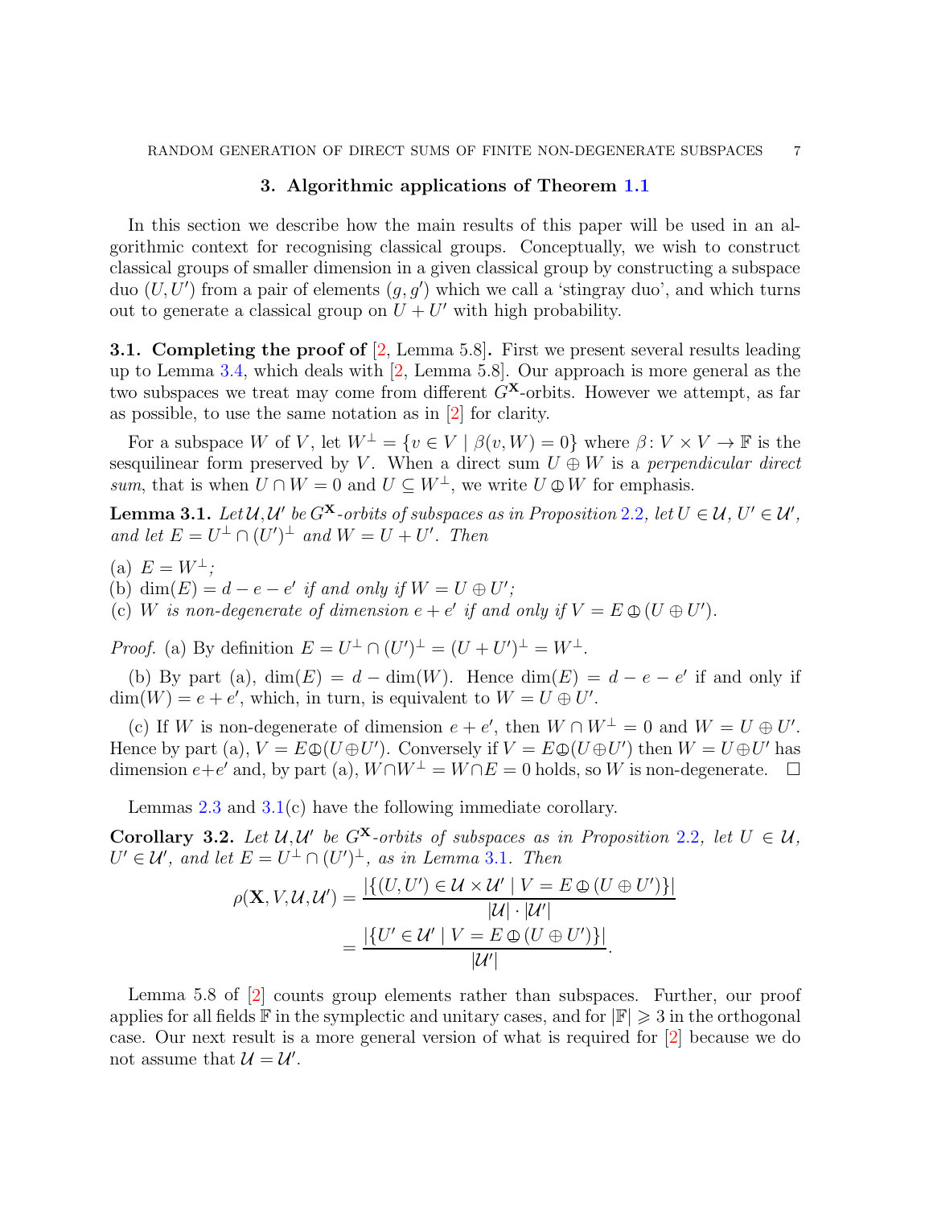## 3. Algorithmic applications of Theorem 1.1

In this section we describe how the main results of this paper will be used in an algorithmic context for recognising classical groups. Conceptually, we wish to construct classical groups of smaller dimension in a given classical group by constructing a subspace duo $(U, U')$ from a pair of elements $(g, g')$ which we call a 'stingray duo', and which turns out to generate a classical group on $U + U'$ with high probability.

**3.1. Completing the proof of [2, Lemma 5.8].** First we present several results leading up to Lemma 3.4, which deals with [2, Lemma 5.8]. Our approach is more general as the two subspaces we treat may come from different $G^{\mathbf{X}}$-orbits. However we attempt, as far as possible, to use the same notation as in [2] for clarity.

For a subspace $W$ of $V$, let $W^\perp = \{v \in V \mid \beta(v, W) = 0\}$ where $\beta \colon V \times V \to \mathbb{F}$ is the sesquilinear form preserved by $V$. When a direct sum $U \oplus W$ is a *perpendicular direct sum*, that is when $U \cap W = 0$ and $U \subseteq W^\perp$, we write $U \mathbin{\perp\!\!\!\!\oplus} W$ for emphasis.

**Lemma 3.1.** *Let $\mathcal{U}, \mathcal{U}'$ be $G^{\mathbf{X}}$-orbits of subspaces as in Proposition 2.2, let $U \in \mathcal{U}$, $U' \in \mathcal{U}'$, and let $E = U^\perp \cap (U')^\perp$ and $W = U + U'$. Then*

(a) *$E = W^\perp$;*
(b) *$\dim(E) = d - e - e'$ if and only if $W = U \oplus U'$;*
(c) *$W$ is non-degenerate of dimension $e + e'$ if and only if $V = E \mathbin{\perp\!\!\!\!\oplus} (U \oplus U')$.*

*Proof.* (a) By definition $E = U^\perp \cap (U')^\perp = (U + U')^\perp = W^\perp$.

(b) By part (a), $\dim(E) = d - \dim(W)$. Hence $\dim(E) = d - e - e'$ if and only if $\dim(W) = e + e'$, which, in turn, is equivalent to $W = U \oplus U'$.

(c) If $W$ is non-degenerate of dimension $e + e'$, then $W \cap W^\perp = 0$ and $W = U \oplus U'$. Hence by part (a), $V = E \mathbin{\perp\!\!\!\!\oplus} (U \oplus U')$. Conversely if $V = E \mathbin{\perp\!\!\!\!\oplus} (U \oplus U')$ then $W = U \oplus U'$ has dimension $e + e'$ and, by part (a), $W \cap W^\perp = W \cap E = 0$ holds, so $W$ is non-degenerate. $\square$

Lemmas 2.3 and 3.1(c) have the following immediate corollary.

**Corollary 3.2.** *Let $\mathcal{U}, \mathcal{U}'$ be $G^{\mathbf{X}}$-orbits of subspaces as in Proposition 2.2, let $U \in \mathcal{U}$, $U' \in \mathcal{U}'$, and let $E = U^\perp \cap (U')^\perp$, as in Lemma 3.1. Then*

$$\rho(\mathbf{X}, V, \mathcal{U}, \mathcal{U}') = \frac{|\{(U, U') \in \mathcal{U} \times \mathcal{U}' \mid V = E \mathbin{\perp\!\!\!\!\oplus} (U \oplus U')\}|}{|\mathcal{U}| \cdot |\mathcal{U}'|} = \frac{|\{U' \in \mathcal{U}' \mid V = E \mathbin{\perp\!\!\!\!\oplus} (U \oplus U')\}|}{|\mathcal{U}'|}.$$

Lemma 5.8 of [2] counts group elements rather than subspaces. Further, our proof applies for all fields $\mathbb{F}$ in the symplectic and unitary cases, and for $|\mathbb{F}| \geqslant 3$ in the orthogonal case. Our next result is a more general version of what is required for [2] because we do not assume that $\mathcal{U} = \mathcal{U}'$.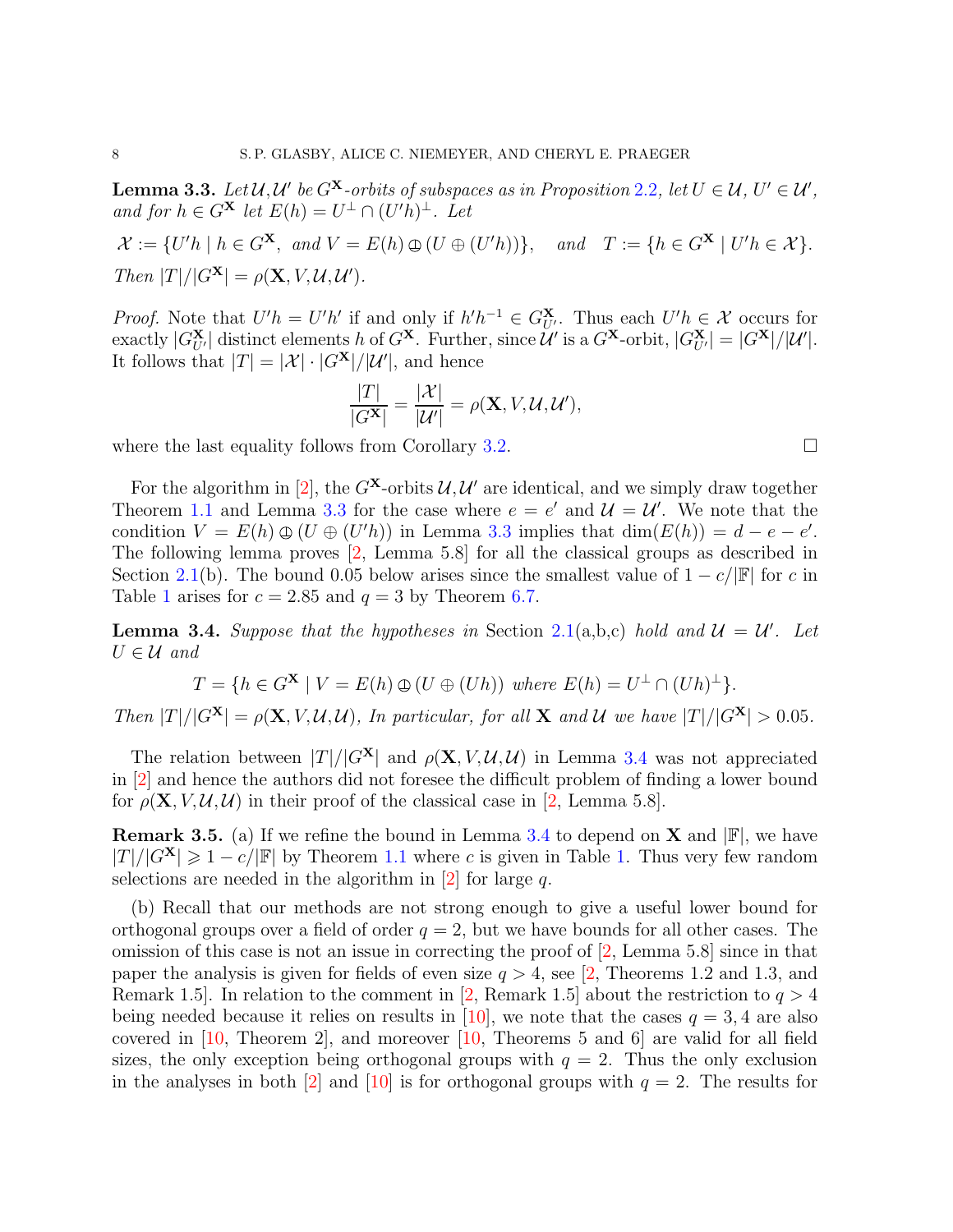**Lemma 3.3.** *Let $\mathcal{U},\mathcal{U}'$ be $G^{\mathbf{X}}$-orbits of subspaces as in Proposition 2.2, let $U\in\mathcal{U}$, $U'\in\mathcal{U}'$, and for $h\in G^{\mathbf{X}}$ let $E(h)=U^\perp\cap(U'h)^\perp$. Let*

$$\mathcal{X} := \{U'h \mid h\in G^{\mathbf{X}},\ \text{and } V = E(h)\oplus(U\oplus(U'h))\},\quad \text{and}\quad T := \{h\in G^{\mathbf{X}}\mid U'h\in\mathcal{X}\}.$$

*Then $|T|/|G^{\mathbf{X}}| = \rho(\mathbf{X},V,\mathcal{U},\mathcal{U}')$.*

*Proof.* Note that $U'h=U'h'$ if and only if $h'h^{-1}\in G^{\mathbf{X}}_{U'}$. Thus each $U'h\in\mathcal{X}$ occurs for exactly $|G^{\mathbf{X}}_{U'}|$ distinct elements $h$ of $G^{\mathbf{X}}$. Further, since $\mathcal{U}'$ is a $G^{\mathbf{X}}$-orbit, $|G^{\mathbf{X}}_{U'}|=|G^{\mathbf{X}}|/|\mathcal{U}'|$. It follows that $|T|=|\mathcal{X}|\cdot|G^{\mathbf{X}}|/|\mathcal{U}'|$, and hence

$$\frac{|T|}{|G^{\mathbf{X}}|}=\frac{|\mathcal{X}|}{|\mathcal{U}'|}=\rho(\mathbf{X},V,\mathcal{U},\mathcal{U}'),$$

where the last equality follows from Corollary 3.2. □

For the algorithm in [2], the $G^{\mathbf{X}}$-orbits $\mathcal{U},\mathcal{U}'$ are identical, and we simply draw together Theorem 1.1 and Lemma 3.3 for the case where $e=e'$ and $\mathcal{U}=\mathcal{U}'$. We note that the condition $V=E(h)\oplus(U\oplus(U'h))$ in Lemma 3.3 implies that $\dim(E(h))=d-e-e'$. The following lemma proves [2, Lemma 5.8] for all the classical groups as described in Section 2.1(b). The bound 0.05 below arises since the smallest value of $1-c/|\mathbb{F}|$ for $c$ in Table 1 arises for $c=2.85$ and $q=3$ by Theorem 6.7.

**Lemma 3.4.** *Suppose that the hypotheses in* Section 2.1(a,b,c) *hold and $\mathcal{U}=\mathcal{U}'$. Let $U\in\mathcal{U}$ and*

$$T=\{h\in G^{\mathbf{X}}\mid V=E(h)\oplus(U\oplus(Uh))\ \text{where}\ E(h)=U^\perp\cap(Uh)^\perp\}.$$

*Then $|T|/|G^{\mathbf{X}}|=\rho(\mathbf{X},V,\mathcal{U},\mathcal{U})$, In particular, for all $\mathbf{X}$ and $\mathcal{U}$ we have $|T|/|G^{\mathbf{X}}|>0.05$.*

The relation between $|T|/|G^{\mathbf{X}}|$ and $\rho(\mathbf{X},V,\mathcal{U},\mathcal{U})$ in Lemma 3.4 was not appreciated in [2] and hence the authors did not foresee the difficult problem of finding a lower bound for $\rho(\mathbf{X},V,\mathcal{U},\mathcal{U})$ in their proof of the classical case in [2, Lemma 5.8].

**Remark 3.5.** (a) If we refine the bound in Lemma 3.4 to depend on $\mathbf{X}$ and $|\mathbb{F}|$, we have $|T|/|G^{\mathbf{X}}|\geqslant 1-c/|\mathbb{F}|$ by Theorem 1.1 where $c$ is given in Table 1. Thus very few random selections are needed in the algorithm in [2] for large $q$.

(b) Recall that our methods are not strong enough to give a useful lower bound for orthogonal groups over a field of order $q=2$, but we have bounds for all other cases. The omission of this case is not an issue in correcting the proof of [2, Lemma 5.8] since in that paper the analysis is given for fields of even size $q>4$, see [2, Theorems 1.2 and 1.3, and Remark 1.5]. In relation to the comment in [2, Remark 1.5] about the restriction to $q>4$ being needed because it relies on results in [10], we note that the cases $q=3,4$ are also covered in [10, Theorem 2], and moreover [10, Theorems 5 and 6] are valid for all field sizes, the only exception being orthogonal groups with $q=2$. Thus the only exclusion in the analyses in both [2] and [10] is for orthogonal groups with $q=2$. The results for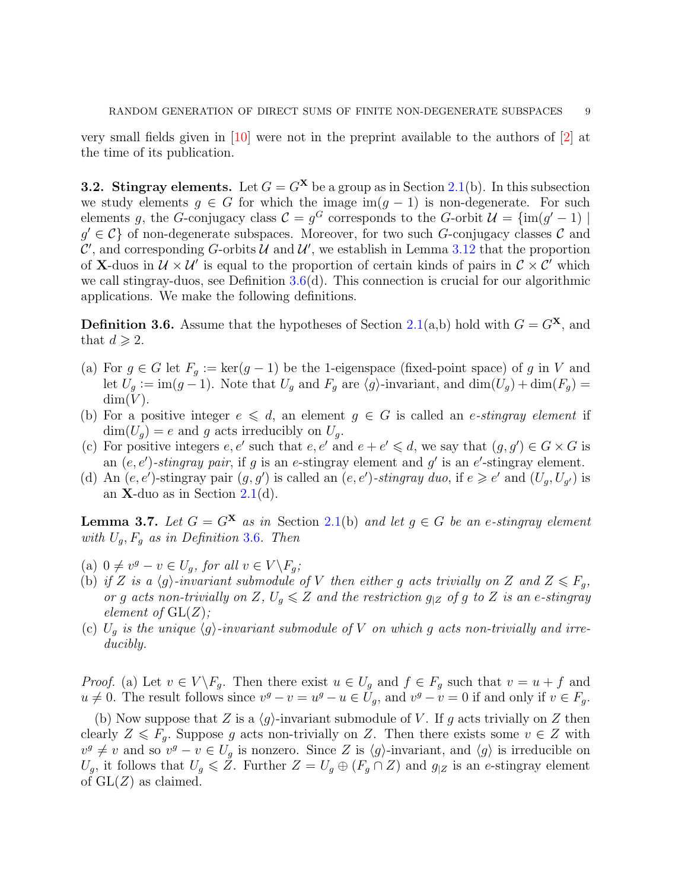very small fields given in [10] were not in the preprint available to the authors of [2] at the time of its publication.

**3.2. Stingray elements.** Let $G = G^{\mathbf{X}}$ be a group as in Section 2.1(b). In this subsection we study elements $g \in G$ for which the image $\mathrm{im}(g-1)$ is non-degenerate. For such elements $g$, the $G$-conjugacy class $\mathcal{C} = g^G$ corresponds to the $G$-orbit $\mathcal{U} = \{\mathrm{im}(g'-1) \mid g' \in \mathcal{C}\}$ of non-degenerate subspaces. Moreover, for two such $G$-conjugacy classes $\mathcal{C}$ and $\mathcal{C}'$, and corresponding $G$-orbits $\mathcal{U}$ and $\mathcal{U}'$, we establish in Lemma 3.12 that the proportion of $\mathbf{X}$-duos in $\mathcal{U} \times \mathcal{U}'$ is equal to the proportion of certain kinds of pairs in $\mathcal{C} \times \mathcal{C}'$ which we call stingray-duos, see Definition 3.6(d). This connection is crucial for our algorithmic applications. We make the following definitions.

**Definition 3.6.** Assume that the hypotheses of Section 2.1(a,b) hold with $G = G^{\mathbf{X}}$, and that $d \geqslant 2$.

(a) For $g \in G$ let $F_g := \ker(g-1)$ be the 1-eigenspace (fixed-point space) of $g$ in $V$ and let $U_g := \mathrm{im}(g-1)$. Note that $U_g$ and $F_g$ are $\langle g \rangle$-invariant, and $\dim(U_g) + \dim(F_g) = \dim(V)$.

(b) For a positive integer $e \leqslant d$, an element $g \in G$ is called an *$e$-stingray element* if $\dim(U_g) = e$ and $g$ acts irreducibly on $U_g$.

(c) For positive integers $e, e'$ such that $e, e'$ and $e + e' \leqslant d$, we say that $(g, g') \in G \times G$ is an *$(e, e')$-stingray pair*, if $g$ is an $e$-stingray element and $g'$ is an $e'$-stingray element.

(d) An $(e, e')$-stingray pair $(g, g')$ is called an *$(e, e')$-stingray duo*, if $e \geqslant e'$ and $(U_g, U_{g'})$ is an $\mathbf{X}$-duo as in Section 2.1(d).

**Lemma 3.7.** *Let $G = G^{\mathbf{X}}$ as in Section 2.1(b) and let $g \in G$ be an $e$-stingray element with $U_g, F_g$ as in Definition 3.6. Then*

(a) *$0 \neq v^g - v \in U_g$, for all $v \in V \backslash F_g$;*

(b) *if $Z$ is a $\langle g \rangle$-invariant submodule of $V$ then either $g$ acts trivially on $Z$ and $Z \leqslant F_g$, or $g$ acts non-trivially on $Z$, $U_g \leqslant Z$ and the restriction $g_{|Z}$ of $g$ to $Z$ is an $e$-stingray element of $\mathrm{GL}(Z)$;*

(c) *$U_g$ is the unique $\langle g \rangle$-invariant submodule of $V$ on which $g$ acts non-trivially and irreducibly.*

*Proof.* (a) Let $v \in V \backslash F_g$. Then there exist $u \in U_g$ and $f \in F_g$ such that $v = u + f$ and $u \neq 0$. The result follows since $v^g - v = u^g - u \in U_g$, and $v^g - v = 0$ if and only if $v \in F_g$.

(b) Now suppose that $Z$ is a $\langle g \rangle$-invariant submodule of $V$. If $g$ acts trivially on $Z$ then clearly $Z \leqslant F_g$. Suppose $g$ acts non-trivially on $Z$. Then there exists some $v \in Z$ with $v^g \neq v$ and so $v^g - v \in U_g$ is nonzero. Since $Z$ is $\langle g \rangle$-invariant, and $\langle g \rangle$ is irreducible on $U_g$, it follows that $U_g \leqslant Z$. Further $Z = U_g \oplus (F_g \cap Z)$ and $g_{|Z}$ is an $e$-stingray element of $\mathrm{GL}(Z)$ as claimed.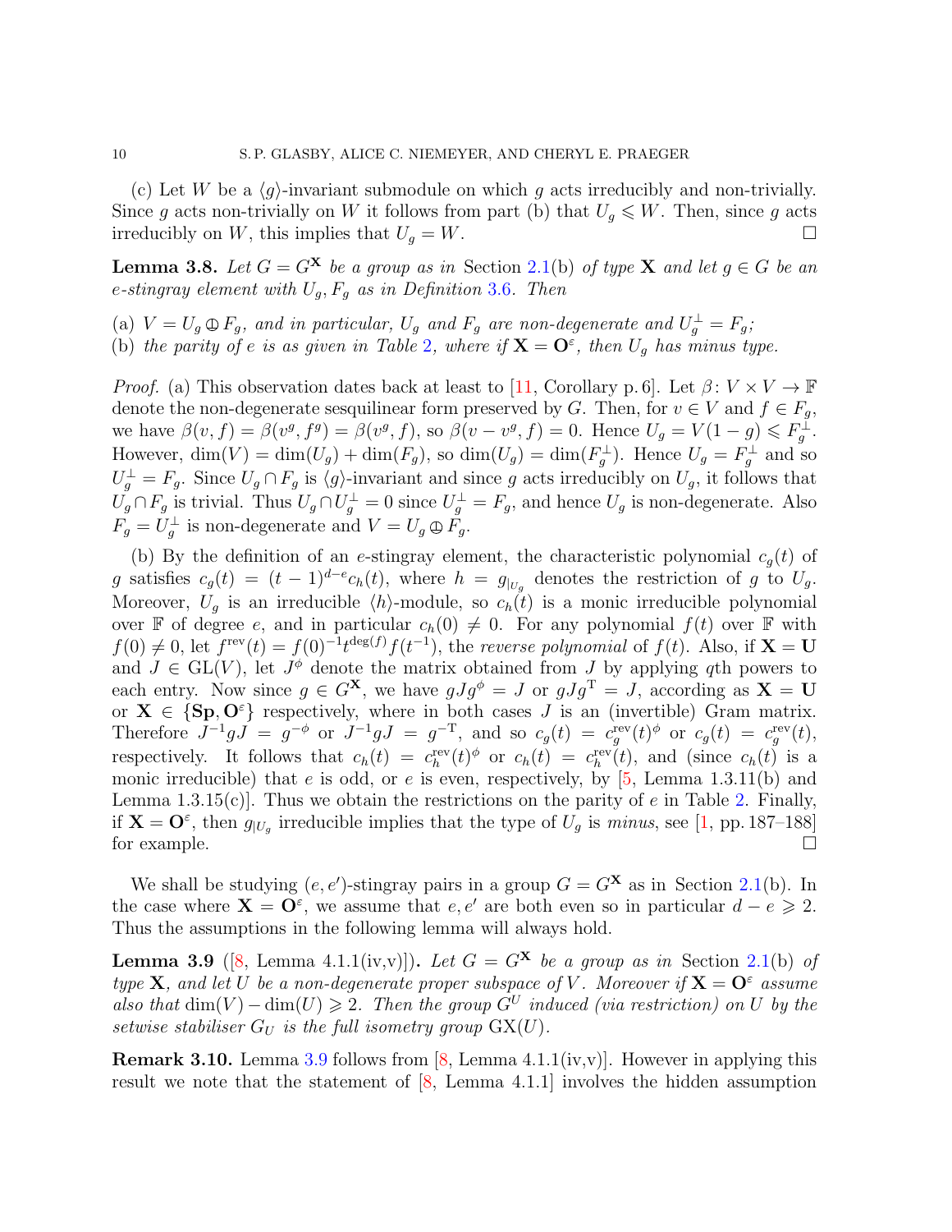(c) Let $W$ be a $\langle g\rangle$-invariant submodule on which $g$ acts irreducibly and non-trivially. Since $g$ acts non-trivially on $W$ it follows from part (b) that $U_g \leqslant W$. Then, since $g$ acts irreducibly on $W$, this implies that $U_g = W$. □

**Lemma 3.8.** *Let $G = G^{\mathbf{X}}$ be a group as in* Section 2.1(b) *of type $\mathbf{X}$ and let $g \in G$ be an $e$-stingray element with $U_g, F_g$ as in Definition 3.6. Then*

(a) *$V = U_g \oplus F_g$, and in particular, $U_g$ and $F_g$ are non-degenerate and $U_g^\perp = F_g$;*
(b) *the parity of $e$ is as given in Table 2, where if $\mathbf{X} = \mathbf{O}^\varepsilon$, then $U_g$ has minus type.*

*Proof.* (a) This observation dates back at least to [11, Corollary p. 6]. Let $\beta\colon V \times V \to \mathbb{F}$ denote the non-degenerate sesquilinear form preserved by $G$. Then, for $v \in V$ and $f \in F_g$, we have $\beta(v, f) = \beta(v^g, f^g) = \beta(v^g, f)$, so $\beta(v - v^g, f) = 0$. Hence $U_g = V(1-g) \leqslant F_g^\perp$. However, $\dim(V) = \dim(U_g) + \dim(F_g)$, so $\dim(U_g) = \dim(F_g^\perp)$. Hence $U_g = F_g^\perp$ and so $U_g^\perp = F_g$. Since $U_g \cap F_g$ is $\langle g\rangle$-invariant and since $g$ acts irreducibly on $U_g$, it follows that $U_g \cap F_g$ is trivial. Thus $U_g \cap U_g^\perp = 0$ since $U_g^\perp = F_g$, and hence $U_g$ is non-degenerate. Also $F_g = U_g^\perp$ is non-degenerate and $V = U_g \oplus F_g$.

(b) By the definition of an $e$-stingray element, the characteristic polynomial $c_g(t)$ of $g$ satisfies $c_g(t) = (t-1)^{d-e} c_h(t)$, where $h = g_{|U_g}$ denotes the restriction of $g$ to $U_g$. Moreover, $U_g$ is an irreducible $\langle h\rangle$-module, so $c_h(t)$ is a monic irreducible polynomial over $\mathbb{F}$ of degree $e$, and in particular $c_h(0) \neq 0$. For any polynomial $f(t)$ over $\mathbb{F}$ with $f(0) \neq 0$, let $f^{\mathrm{rev}}(t) = f(0)^{-1} t^{\deg(f)} f(t^{-1})$, the *reverse polynomial* of $f(t)$. Also, if $\mathbf{X} = \mathbf{U}$ and $J \in \mathrm{GL}(V)$, let $J^\phi$ denote the matrix obtained from $J$ by applying $q$th powers to each entry. Now since $g \in G^{\mathbf{X}}$, we have $gJg^\phi = J$ or $gJg^{\mathrm{T}} = J$, according as $\mathbf{X} = \mathbf{U}$ or $\mathbf{X} \in \{\mathbf{Sp}, \mathbf{O}^\varepsilon\}$ respectively, where in both cases $J$ is an (invertible) Gram matrix. Therefore $J^{-1} g J = g^{-\phi}$ or $J^{-1} g J = g^{-\mathrm{T}}$, and so $c_g(t) = c_g^{\mathrm{rev}}(t)^\phi$ or $c_g(t) = c_g^{\mathrm{rev}}(t)$, respectively. It follows that $c_h(t) = c_h^{\mathrm{rev}}(t)^\phi$ or $c_h(t) = c_h^{\mathrm{rev}}(t)$, and (since $c_h(t)$ is a monic irreducible) that $e$ is odd, or $e$ is even, respectively, by [5, Lemma 1.3.11(b) and Lemma 1.3.15(c)]. Thus we obtain the restrictions on the parity of $e$ in Table 2. Finally, if $\mathbf{X} = \mathbf{O}^\varepsilon$, then $g_{|U_g}$ irreducible implies that the type of $U_g$ is *minus*, see [1, pp. 187–188] for example. □

We shall be studying $(e, e')$-stingray pairs in a group $G = G^{\mathbf{X}}$ as in Section 2.1(b). In the case where $\mathbf{X} = \mathbf{O}^\varepsilon$, we assume that $e, e'$ are both even so in particular $d - e \geqslant 2$. Thus the assumptions in the following lemma will always hold.

**Lemma 3.9** ([8, Lemma 4.1.1(iv,v)])**.** *Let $G = G^{\mathbf{X}}$ be a group as in* Section 2.1(b) *of type $\mathbf{X}$, and let $U$ be a non-degenerate proper subspace of $V$. Moreover if $\mathbf{X} = \mathbf{O}^\varepsilon$ assume also that $\dim(V) - \dim(U) \geqslant 2$. Then the group $G^U$ induced (via restriction) on $U$ by the setwise stabiliser $G_U$ is the full isometry group $\mathrm{GX}(U)$.*

**Remark 3.10.** Lemma 3.9 follows from [8, Lemma 4.1.1(iv,v)]. However in applying this result we note that the statement of [8, Lemma 4.1.1] involves the hidden assumption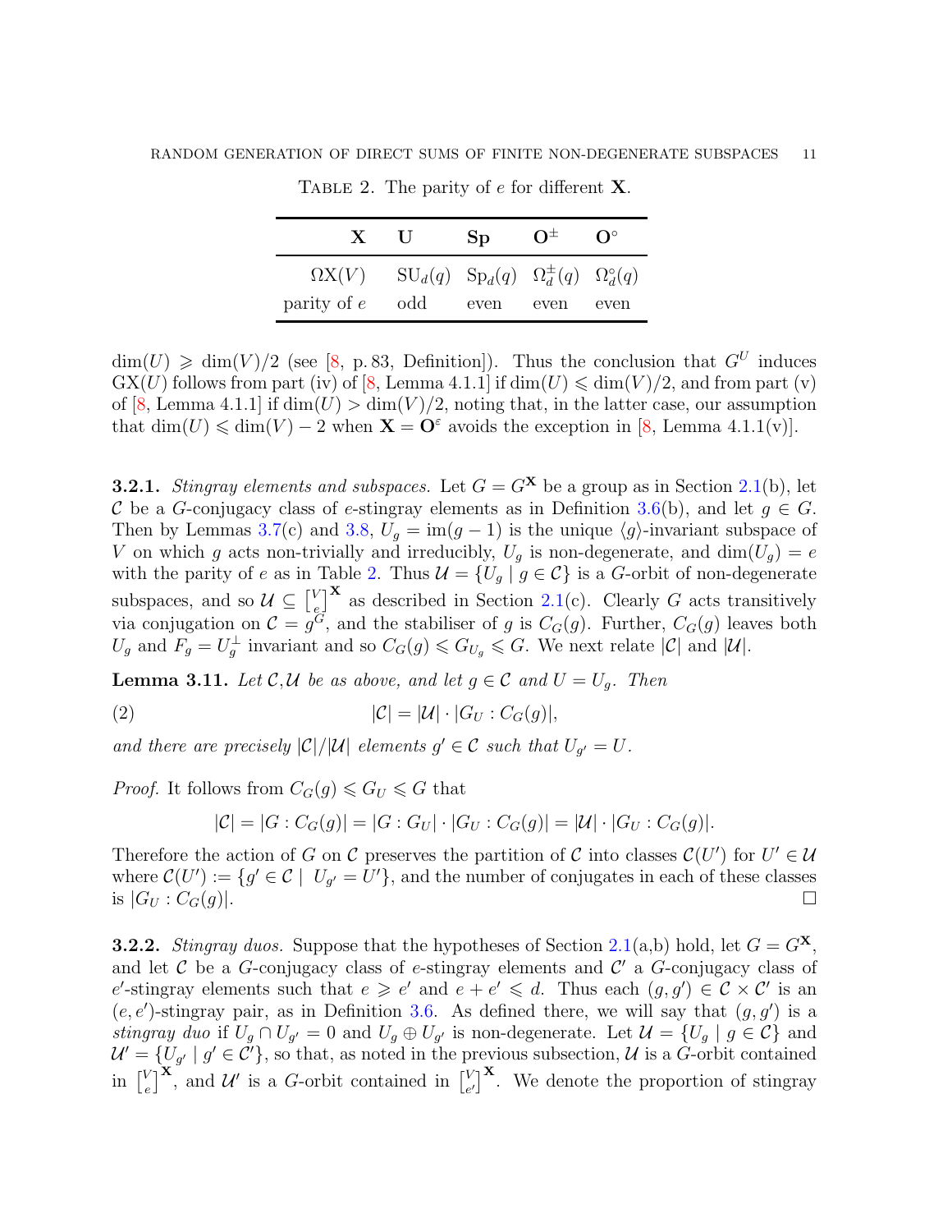Table 2. The parity of $e$ for different $\mathbf{X}$.

| $\mathbf{X}$ | $\mathbf{U}$ | $\mathbf{Sp}$ | $\mathbf{O}^{\pm}$ | $\mathbf{O}^{\circ}$ |
|---|---|---|---|---|
| $\Omega\mathrm{X}(V)$ | $\mathrm{SU}_d(q)$ | $\mathrm{Sp}_d(q)$ | $\Omega_d^{\pm}(q)$ | $\Omega_d^{\circ}(q)$ |
| parity of $e$ | odd | even | even | even |

$\dim(U) \geqslant \dim(V)/2$ (see [8, p. 83, Definition]). Thus the conclusion that $G^U$ induces $\mathrm{GX}(U)$ follows from part (iv) of [8, Lemma 4.1.1] if $\dim(U) \leqslant \dim(V)/2$, and from part (v) of [8, Lemma 4.1.1] if $\dim(U) > \dim(V)/2$, noting that, in the latter case, our assumption that $\dim(U) \leqslant \dim(V) - 2$ when $\mathbf{X} = \mathbf{O}^{\varepsilon}$ avoids the exception in [8, Lemma 4.1.1(v)].

**3.2.1.** *Stingray elements and subspaces.* Let $G = G^{\mathbf{X}}$ be a group as in Section 2.1(b), let $\mathcal{C}$ be a $G$-conjugacy class of $e$-stingray elements as in Definition 3.6(b), and let $g \in G$. Then by Lemmas 3.7(c) and 3.8, $U_g = \mathrm{im}(g-1)$ is the unique $\langle g\rangle$-invariant subspace of $V$ on which $g$ acts non-trivially and irreducibly, $U_g$ is non-degenerate, and $\dim(U_g) = e$ with the parity of $e$ as in Table 2. Thus $\mathcal{U} = \{U_g \mid g \in \mathcal{C}\}$ is a $G$-orbit of non-degenerate subspaces, and so $\mathcal{U} \subseteq \begin{bmatrix} V \\ e \end{bmatrix}^{\mathbf{X}}$ as described in Section 2.1(c). Clearly $G$ acts transitively via conjugation on $\mathcal{C} = g^G$, and the stabiliser of $g$ is $C_G(g)$. Further, $C_G(g)$ leaves both $U_g$ and $F_g = U_g^{\perp}$ invariant and so $C_G(g) \leqslant G_{U_g} \leqslant G$. We next relate $|\mathcal{C}|$ and $|\mathcal{U}|$.

**Lemma 3.11.** *Let $\mathcal{C}, \mathcal{U}$ be as above, and let $g \in \mathcal{C}$ and $U = U_g$. Then*

$$|\mathcal{C}| = |\mathcal{U}| \cdot |G_U : C_G(g)|, \tag{2}$$

*and there are precisely $|\mathcal{C}|/|\mathcal{U}|$ elements $g' \in \mathcal{C}$ such that $U_{g'} = U$.*

*Proof.* It follows from $C_G(g) \leqslant G_U \leqslant G$ that

$$|\mathcal{C}| = |G : C_G(g)| = |G : G_U| \cdot |G_U : C_G(g)| = |\mathcal{U}| \cdot |G_U : C_G(g)|.$$

Therefore the action of $G$ on $\mathcal{C}$ preserves the partition of $\mathcal{C}$ into classes $\mathcal{C}(U')$ for $U' \in \mathcal{U}$ where $\mathcal{C}(U') := \{g' \in \mathcal{C} \mid U_{g'} = U'\}$, and the number of conjugates in each of these classes is $|G_U : C_G(g)|$. $\square$

**3.2.2.** *Stingray duos.* Suppose that the hypotheses of Section 2.1(a,b) hold, let $G = G^{\mathbf{X}}$, and let $\mathcal{C}$ be a $G$-conjugacy class of $e$-stingray elements and $\mathcal{C}'$ a $G$-conjugacy class of $e'$-stingray elements such that $e \geqslant e'$ and $e + e' \leqslant d$. Thus each $(g, g') \in \mathcal{C} \times \mathcal{C}'$ is an $(e, e')$-stingray pair, as in Definition 3.6. As defined there, we will say that $(g, g')$ is a *stingray duo* if $U_g \cap U_{g'} = 0$ and $U_g \oplus U_{g'}$ is non-degenerate. Let $\mathcal{U} = \{U_g \mid g \in \mathcal{C}\}$ and $\mathcal{U}' = \{U_{g'} \mid g' \in \mathcal{C}'\}$, so that, as noted in the previous subsection, $\mathcal{U}$ is a $G$-orbit contained in $\begin{bmatrix} V \\ e \end{bmatrix}^{\mathbf{X}}$, and $\mathcal{U}'$ is a $G$-orbit contained in $\begin{bmatrix} V \\ e' \end{bmatrix}^{\mathbf{X}}$. We denote the proportion of stingray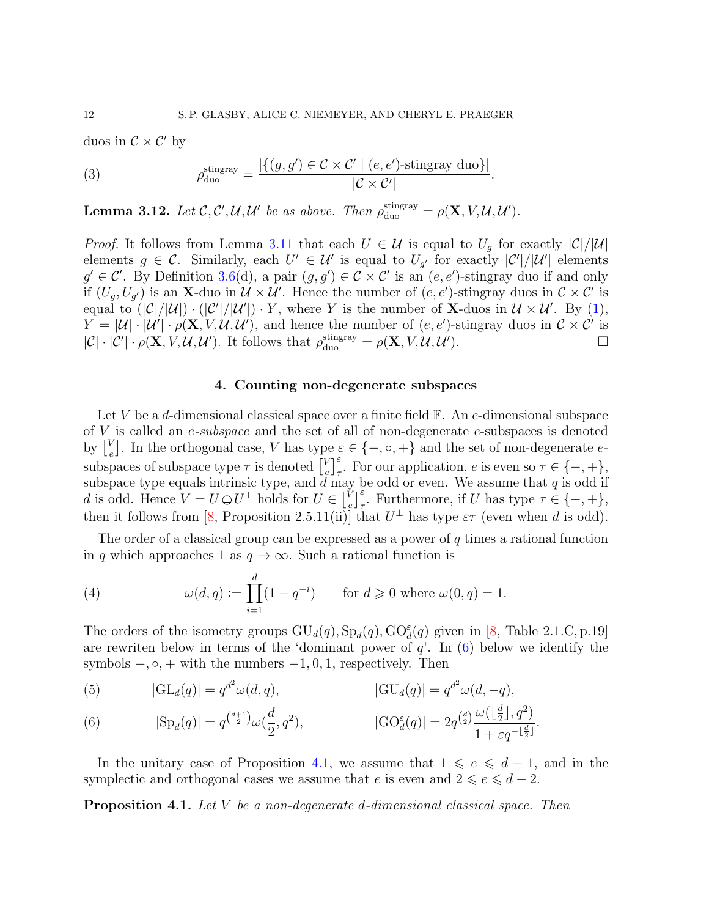duos in $\mathcal{C} \times \mathcal{C}'$ by

$$\rho_{\rm duo}^{\rm stingray} = \frac{|\{(g,g') \in \mathcal{C} \times \mathcal{C}' \mid (e,e')\text{-stingray duo}\}|}{|\mathcal{C} \times \mathcal{C}'|}. \tag{3}$$

**Lemma 3.12.** *Let $\mathcal{C}, \mathcal{C}', \mathcal{U}, \mathcal{U}'$ be as above. Then $\rho_{\rm duo}^{\rm stingray} = \rho(\mathbf{X}, V, \mathcal{U}, \mathcal{U}')$.*

*Proof.* It follows from Lemma 3.11 that each $U \in \mathcal{U}$ is equal to $U_g$ for exactly $|\mathcal{C}|/|\mathcal{U}|$ elements $g \in \mathcal{C}$. Similarly, each $U' \in \mathcal{U}'$ is equal to $U_{g'}$ for exactly $|\mathcal{C}'|/|\mathcal{U}'|$ elements $g' \in \mathcal{C}'$. By Definition 3.6(d), a pair $(g,g') \in \mathcal{C} \times \mathcal{C}'$ is an $(e,e')$-stingray duo if and only if $(U_g, U_{g'})$ is an $\mathbf{X}$-duo in $\mathcal{U} \times \mathcal{U}'$. Hence the number of $(e,e')$-stingray duos in $\mathcal{C} \times \mathcal{C}'$ is equal to $(|\mathcal{C}|/|\mathcal{U}|) \cdot (|\mathcal{C}'|/|\mathcal{U}'|) \cdot Y$, where $Y$ is the number of $\mathbf{X}$-duos in $\mathcal{U} \times \mathcal{U}'$. By (1), $Y = |\mathcal{U}| \cdot |\mathcal{U}'| \cdot \rho(\mathbf{X}, V, \mathcal{U}, \mathcal{U}')$, and hence the number of $(e,e')$-stingray duos in $\mathcal{C} \times \mathcal{C}'$ is $|\mathcal{C}| \cdot |\mathcal{C}'| \cdot \rho(\mathbf{X}, V, \mathcal{U}, \mathcal{U}')$. It follows that $\rho_{\rm duo}^{\rm stingray} = \rho(\mathbf{X}, V, \mathcal{U}, \mathcal{U}')$. $\square$

## 4. Counting non-degenerate subspaces

Let $V$ be a $d$-dimensional classical space over a finite field $\mathbb{F}$. An $e$-dimensional subspace of $V$ is called an *$e$-subspace* and the set of all of non-degenerate $e$-subspaces is denoted by $\begin{bmatrix} V \\ e \end{bmatrix}$. In the orthogonal case, $V$ has type $\varepsilon \in \{-, \circ, +\}$ and the set of non-degenerate $e$-subspaces of subspace type $\tau$ is denoted $\begin{bmatrix} V \\ e \end{bmatrix}_\tau^\varepsilon$. For our application, $e$ is even so $\tau \in \{-, +\}$, subspace type equals intrinsic type, and $d$ may be odd or even. We assume that $q$ is odd if $d$ is odd. Hence $V = U \oplus U^\perp$ holds for $U \in \begin{bmatrix} V \\ e \end{bmatrix}_\tau^\varepsilon$. Furthermore, if $U$ has type $\tau \in \{-, +\}$, then it follows from [8, Proposition 2.5.11(ii)] that $U^\perp$ has type $\varepsilon\tau$ (even when $d$ is odd).

The order of a classical group can be expressed as a power of $q$ times a rational function in $q$ which approaches 1 as $q \to \infty$. Such a rational function is

$$\omega(d,q) := \prod_{i=1}^{d} (1 - q^{-i}) \qquad \text{for } d \geqslant 0 \text{ where } \omega(0,q) = 1. \tag{4}$$

The orders of the isometry groups $\mathrm{GU}_d(q), \mathrm{Sp}_d(q), \mathrm{GO}_d^\varepsilon(q)$ given in [8, Table 2.1.C, p.19] are rewriten below in terms of the 'dominant power of $q$'. In (6) below we identify the symbols $-, \circ, +$ with the numbers $-1, 0, 1$, respectively. Then

$$|\mathrm{GL}_d(q)| = q^{d^2} \omega(d,q), \qquad\qquad |\mathrm{GU}_d(q)| = q^{d^2} \omega(d,-q), \tag{5}$$

$$|\mathrm{Sp}_d(q)| = q^{\binom{d+1}{2}} \omega(\tfrac{d}{2}, q^2), \qquad\qquad |\mathrm{GO}_d^\varepsilon(q)| = 2q^{\binom{d}{2}} \frac{\omega(\lfloor \frac{d}{2} \rfloor, q^2)}{1 + \varepsilon q^{-\lfloor \frac{d}{2} \rfloor}}. \tag{6}$$

In the unitary case of Proposition 4.1, we assume that $1 \leqslant e \leqslant d-1$, and in the symplectic and orthogonal cases we assume that $e$ is even and $2 \leqslant e \leqslant d-2$.

**Proposition 4.1.** *Let $V$ be a non-degenerate $d$-dimensional classical space. Then*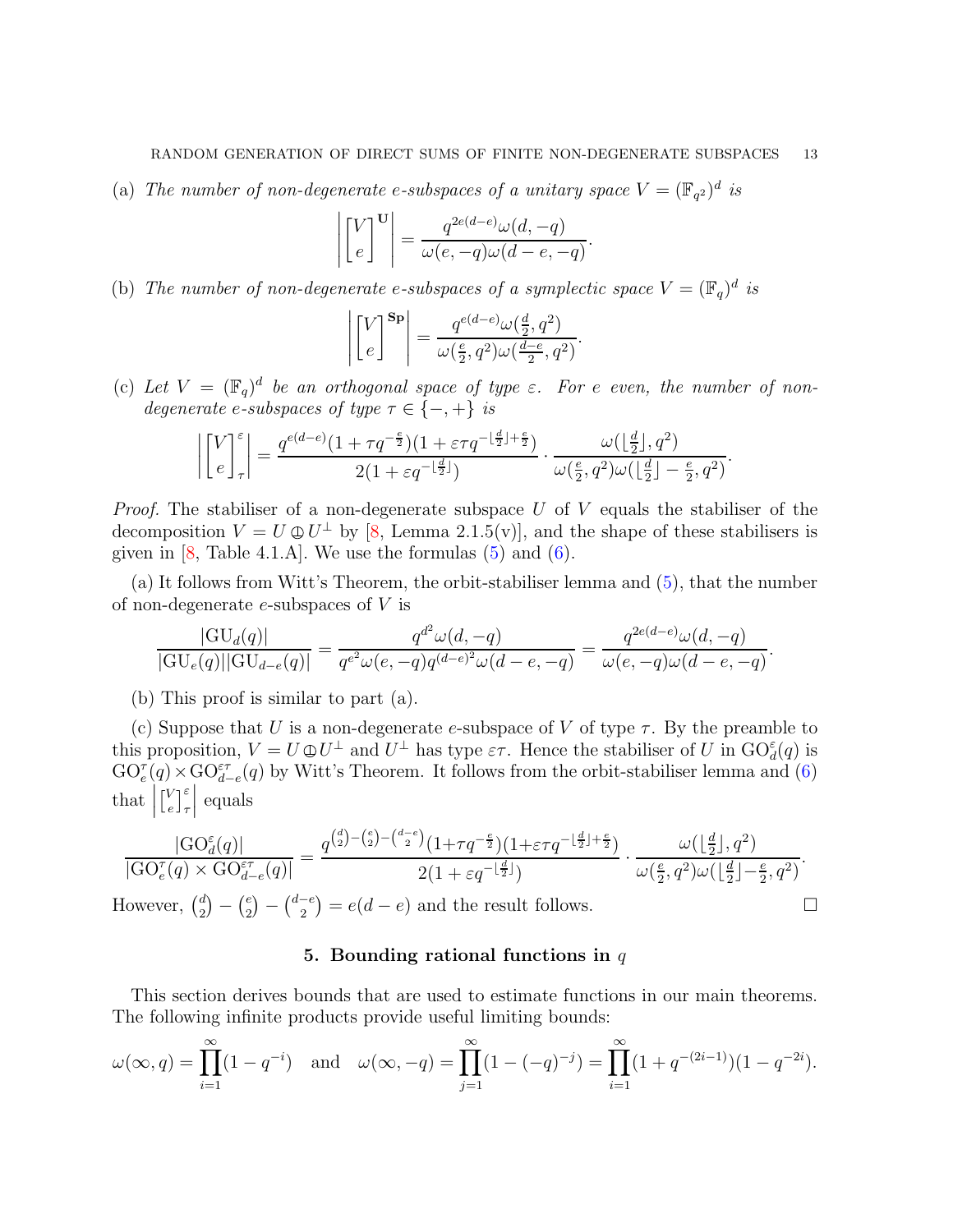(a) *The number of non-degenerate $e$-subspaces of a unitary space $V = (\mathbb{F}_{q^2})^d$ is*

$$\left|\begin{bmatrix} V \\ e \end{bmatrix}^{\mathbf{U}}\right| = \frac{q^{2e(d-e)}\omega(d,-q)}{\omega(e,-q)\omega(d-e,-q)}.$$

(b) *The number of non-degenerate $e$-subspaces of a symplectic space $V = (\mathbb{F}_q)^d$ is*

$$\left|\begin{bmatrix} V \\ e \end{bmatrix}^{\mathbf{Sp}}\right| = \frac{q^{e(d-e)}\omega(\frac{d}{2},q^2)}{\omega(\frac{e}{2},q^2)\omega(\frac{d-e}{2},q^2)}.$$

(c) *Let $V = (\mathbb{F}_q)^d$ be an orthogonal space of type $\varepsilon$. For $e$ even, the number of non-degenerate $e$-subspaces of type $\tau \in \{-,+\}$ is*

$$\left|\begin{bmatrix} V \\ e \end{bmatrix}^{\varepsilon}_{\tau}\right| = \frac{q^{e(d-e)}(1+\tau q^{-\frac{e}{2}})(1+\varepsilon\tau q^{-\lfloor\frac{d}{2}\rfloor+\frac{e}{2}})}{2(1+\varepsilon q^{-\lfloor\frac{d}{2}\rfloor})} \cdot \frac{\omega(\lfloor\frac{d}{2}\rfloor,q^2)}{\omega(\frac{e}{2},q^2)\omega(\lfloor\frac{d}{2}\rfloor-\frac{e}{2},q^2)}.$$

*Proof.* The stabiliser of a non-degenerate subspace $U$ of $V$ equals the stabiliser of the decomposition $V = U \oplus U^\perp$ by [8, Lemma 2.1.5(v)], and the shape of these stabilisers is given in [8, Table 4.1.A]. We use the formulas (5) and (6).

(a) It follows from Witt's Theorem, the orbit-stabiliser lemma and (5), that the number of non-degenerate $e$-subspaces of $V$ is

$$\frac{|\mathrm{GU}_d(q)|}{|\mathrm{GU}_e(q)||\mathrm{GU}_{d-e}(q)|} = \frac{q^{d^2}\omega(d,-q)}{q^{e^2}\omega(e,-q)q^{(d-e)^2}\omega(d-e,-q)} = \frac{q^{2e(d-e)}\omega(d,-q)}{\omega(e,-q)\omega(d-e,-q)}.$$

(b) This proof is similar to part (a).

(c) Suppose that $U$ is a non-degenerate $e$-subspace of $V$ of type $\tau$. By the preamble to this proposition, $V = U \oplus U^\perp$ and $U^\perp$ has type $\varepsilon\tau$. Hence the stabiliser of $U$ in $\mathrm{GO}^\varepsilon_d(q)$ is $\mathrm{GO}^\tau_e(q) \times \mathrm{GO}^{\varepsilon\tau}_{d-e}(q)$ by Witt's Theorem. It follows from the orbit-stabiliser lemma and (6) that $\left|\begin{bmatrix} V \\ e \end{bmatrix}^{\varepsilon}_{\tau}\right|$ equals

$$\frac{|\mathrm{GO}^\varepsilon_d(q)|}{|\mathrm{GO}^\tau_e(q) \times \mathrm{GO}^{\varepsilon\tau}_{d-e}(q)|} = \frac{q^{\binom{d}{2}-\binom{e}{2}-\binom{d-e}{2}}(1+\tau q^{-\frac{e}{2}})(1+\varepsilon\tau q^{-\lfloor\frac{d}{2}\rfloor+\frac{e}{2}})}{2(1+\varepsilon q^{-\lfloor\frac{d}{2}\rfloor})} \cdot \frac{\omega(\lfloor\frac{d}{2}\rfloor,q^2)}{\omega(\frac{e}{2},q^2)\omega(\lfloor\frac{d}{2}\rfloor-\frac{e}{2},q^2)}.$$

However, $\binom{d}{2} - \binom{e}{2} - \binom{d-e}{2} = e(d-e)$ and the result follows. $\square$

## 5. Bounding rational functions in $q$

This section derives bounds that are used to estimate functions in our main theorems. The following infinite products provide useful limiting bounds:

$$\omega(\infty,q) = \prod_{i=1}^{\infty}(1-q^{-i}) \quad \text{and} \quad \omega(\infty,-q) = \prod_{j=1}^{\infty}(1-(-q)^{-j}) = \prod_{i=1}^{\infty}(1+q^{-(2i-1)})(1-q^{-2i}).$$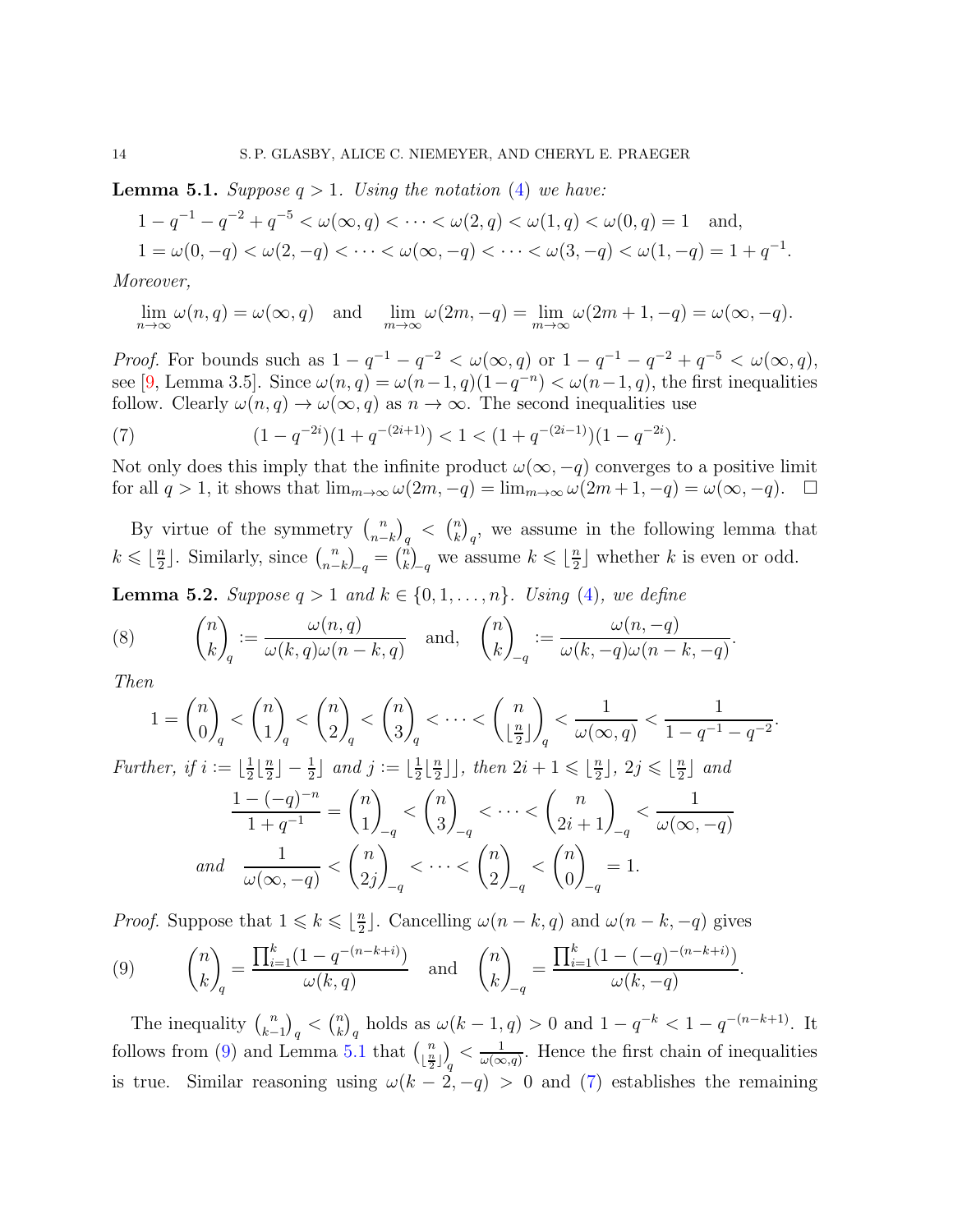**Lemma 5.1.** *Suppose $q > 1$. Using the notation (4) we have:*

$$1 - q^{-1} - q^{-2} + q^{-5} < \omega(\infty, q) < \cdots < \omega(2, q) < \omega(1, q) < \omega(0, q) = 1 \quad \text{and,}$$
$$1 = \omega(0, -q) < \omega(2, -q) < \cdots < \omega(\infty, -q) < \cdots < \omega(3, -q) < \omega(1, -q) = 1 + q^{-1}.$$

*Moreover,*

$$\lim_{n\to\infty} \omega(n, q) = \omega(\infty, q) \quad \text{and} \quad \lim_{m\to\infty} \omega(2m, -q) = \lim_{m\to\infty} \omega(2m+1, -q) = \omega(\infty, -q).$$

*Proof.* For bounds such as $1 - q^{-1} - q^{-2} < \omega(\infty, q)$ or $1 - q^{-1} - q^{-2} + q^{-5} < \omega(\infty, q)$, see [9, Lemma 3.5]. Since $\omega(n, q) = \omega(n-1, q)(1 - q^{-n}) < \omega(n-1, q)$, the first inequalities follow. Clearly $\omega(n, q) \to \omega(\infty, q)$ as $n \to \infty$. The second inequalities use

$$(1 - q^{-2i})(1 + q^{-(2i+1)}) < 1 < (1 + q^{-(2i-1)})(1 - q^{-2i}). \tag{7}$$

Not only does this imply that the infinite product $\omega(\infty, -q)$ converges to a positive limit for all $q > 1$, it shows that $\lim_{m\to\infty} \omega(2m, -q) = \lim_{m\to\infty} \omega(2m+1, -q) = \omega(\infty, -q)$. $\square$

By virtue of the symmetry $\binom{n}{n-k}_q < \binom{n}{k}_q$, we assume in the following lemma that $k \leqslant \lfloor \frac{n}{2} \rfloor$. Similarly, since $\binom{n}{n-k}_{-q} = \binom{n}{k}_{-q}$ we assume $k \leqslant \lfloor \frac{n}{2} \rfloor$ whether $k$ is even or odd.

**Lemma 5.2.** *Suppose $q > 1$ and $k \in \{0, 1, \ldots, n\}$. Using (4), we define*

$$\binom{n}{k}_q := \frac{\omega(n, q)}{\omega(k, q)\omega(n-k, q)} \quad \text{and,} \quad \binom{n}{k}_{-q} := \frac{\omega(n, -q)}{\omega(k, -q)\omega(n-k, -q)}. \tag{8}$$

*Then*

$$1 = \binom{n}{0}_q < \binom{n}{1}_q < \binom{n}{2}_q < \binom{n}{3}_q < \cdots < \binom{n}{\lfloor \frac{n}{2} \rfloor}_q < \frac{1}{\omega(\infty, q)} < \frac{1}{1 - q^{-1} - q^{-2}}.$$

*Further, if $i := \lfloor \frac{1}{2} \lfloor \frac{n}{2} \rfloor - \frac{1}{2} \rfloor$ and $j := \lfloor \frac{1}{2} \lfloor \frac{n}{2} \rfloor \rfloor$, then $2i + 1 \leqslant \lfloor \frac{n}{2} \rfloor$, $2j \leqslant \lfloor \frac{n}{2} \rfloor$ and*

$$\frac{1 - (-q)^{-n}}{1 + q^{-1}} = \binom{n}{1}_{-q} < \binom{n}{3}_{-q} < \cdots < \binom{n}{2i+1}_{-q} < \frac{1}{\omega(\infty, -q)}$$

$$\textit{and} \quad \frac{1}{\omega(\infty, -q)} < \binom{n}{2j}_{-q} < \cdots < \binom{n}{2}_{-q} < \binom{n}{0}_{-q} = 1.$$

*Proof.* Suppose that $1 \leqslant k \leqslant \lfloor \frac{n}{2} \rfloor$. Cancelling $\omega(n-k, q)$ and $\omega(n-k, -q)$ gives

$$\binom{n}{k}_q = \frac{\prod_{i=1}^{k} (1 - q^{-(n-k+i)})}{\omega(k, q)} \quad \text{and} \quad \binom{n}{k}_{-q} = \frac{\prod_{i=1}^{k} (1 - (-q)^{-(n-k+i)})}{\omega(k, -q)}. \tag{9}$$

The inequality $\binom{n}{k-1}_q < \binom{n}{k}_q$ holds as $\omega(k-1, q) > 0$ and $1 - q^{-k} < 1 - q^{-(n-k+1)}$. It follows from (9) and Lemma 5.1 that $\binom{n}{\lfloor \frac{n}{2} \rfloor}_q < \frac{1}{\omega(\infty, q)}$. Hence the first chain of inequalities is true. Similar reasoning using $\omega(k-2, -q) > 0$ and (7) establishes the remaining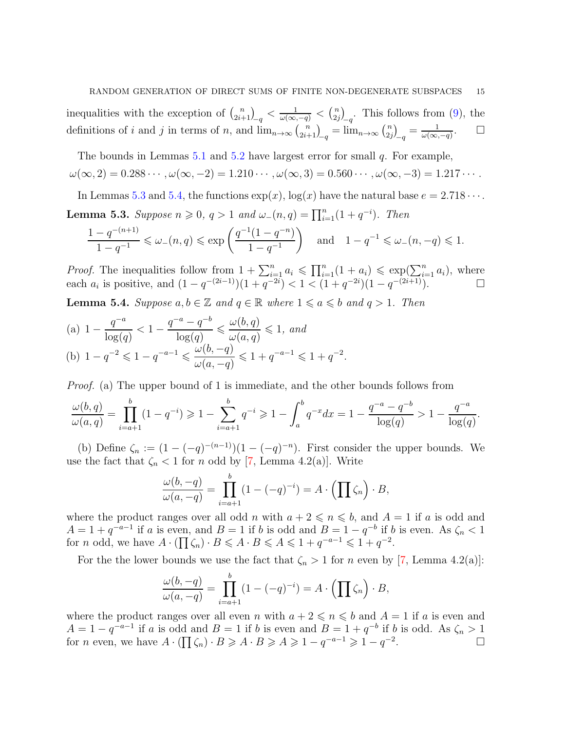inequalities with the exception of $\binom{n}{2i+1}_{-q} < \frac{1}{\omega(\infty,-q)} < \binom{n}{2j}_{-q}$. This follows from (9), the definitions of $i$ and $j$ in terms of $n$, and $\lim_{n\to\infty}\binom{n}{2i+1}_{-q} = \lim_{n\to\infty}\binom{n}{2j}_{-q} = \frac{1}{\omega(\infty,-q)}$. $\square$

The bounds in Lemmas 5.1 and 5.2 have largest error for small $q$. For example,

$$\omega(\infty,2) = 0.288\cdots, \omega(\infty,-2) = 1.210\cdots, \omega(\infty,3) = 0.560\cdots, \omega(\infty,-3) = 1.217\cdots.$$

In Lemmas 5.3 and 5.4, the functions $\exp(x)$, $\log(x)$ have the natural base $e = 2.718\cdots$.

**Lemma 5.3.** *Suppose $n \geqslant 0$, $q > 1$ and $\omega_-(n,q) = \prod_{i=1}^n (1+q^{-i})$. Then*

$$\frac{1-q^{-(n+1)}}{1-q^{-1}} \leqslant \omega_-(n,q) \leqslant \exp\left(\frac{q^{-1}(1-q^{-n})}{1-q^{-1}}\right) \quad \text{and} \quad 1-q^{-1} \leqslant \omega_-(n,-q) \leqslant 1.$$

*Proof.* The inequalities follow from $1+\sum_{i=1}^n a_i \leqslant \prod_{i=1}^n (1+a_i) \leqslant \exp(\sum_{i=1}^n a_i)$, where each $a_i$ is positive, and $(1-q^{-(2i-1)})(1+q^{-2i}) < 1 < (1+q^{-2i})(1-q^{-(2i+1)})$. $\square$

**Lemma 5.4.** *Suppose $a, b \in \mathbb{Z}$ and $q \in \mathbb{R}$ where $1 \leqslant a \leqslant b$ and $q > 1$. Then*

(a) $1 - \dfrac{q^{-a}}{\log(q)} < 1 - \dfrac{q^{-a}-q^{-b}}{\log(q)} \leqslant \dfrac{\omega(b,q)}{\omega(a,q)} \leqslant 1$, *and*

(b) $1 - q^{-2} \leqslant 1 - q^{-a-1} \leqslant \dfrac{\omega(b,-q)}{\omega(a,-q)} \leqslant 1 + q^{-a-1} \leqslant 1 + q^{-2}$.

*Proof.* (a) The upper bound of 1 is immediate, and the other bounds follows from

$$\frac{\omega(b,q)}{\omega(a,q)} = \prod_{i=a+1}^{b}(1-q^{-i}) \geqslant 1 - \sum_{i=a+1}^{b} q^{-i} \geqslant 1 - \int_a^b q^{-x}dx = 1 - \frac{q^{-a}-q^{-b}}{\log(q)} > 1 - \frac{q^{-a}}{\log(q)}.$$

(b) Define $\zeta_n := (1-(-q)^{-(n-1)})(1-(-q)^{-n})$. First consider the upper bounds. We use the fact that $\zeta_n < 1$ for $n$ odd by [7, Lemma 4.2(a)]. Write

$$\frac{\omega(b,-q)}{\omega(a,-q)} = \prod_{i=a+1}^{b}(1-(-q)^{-i}) = A \cdot \left(\prod \zeta_n\right) \cdot B,$$

where the product ranges over all odd $n$ with $a+2 \leqslant n \leqslant b$, and $A = 1$ if $a$ is odd and $A = 1+q^{-a-1}$ if $a$ is even, and $B = 1$ if $b$ is odd and $B = 1-q^{-b}$ if $b$ is even. As $\zeta_n < 1$ for $n$ odd, we have $A \cdot (\prod \zeta_n) \cdot B \leqslant A \cdot B \leqslant A \leqslant 1+q^{-a-1} \leqslant 1+q^{-2}$.

For the the lower bounds we use the fact that $\zeta_n > 1$ for $n$ even by [7, Lemma 4.2(a)]:

$$\frac{\omega(b,-q)}{\omega(a,-q)} = \prod_{i=a+1}^{b}(1-(-q)^{-i}) = A \cdot \left(\prod \zeta_n\right) \cdot B,$$

where the product ranges over all even $n$ with $a+2 \leqslant n \leqslant b$ and $A = 1$ if $a$ is even and $A = 1-q^{-a-1}$ if $a$ is odd and $B = 1$ if $b$ is even and $B = 1+q^{-b}$ if $b$ is odd. As $\zeta_n > 1$ for $n$ even, we have $A \cdot (\prod \zeta_n) \cdot B \geqslant A \cdot B \geqslant A \geqslant 1-q^{-a-1} \geqslant 1-q^{-2}$. $\square$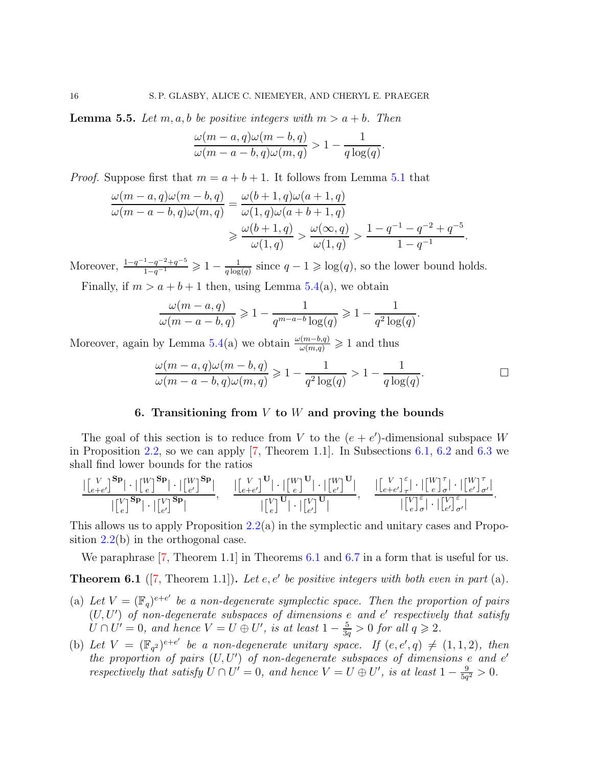**Lemma 5.5.** *Let $m, a, b$ be positive integers with $m > a+b$. Then*

$$\frac{\omega(m-a,q)\omega(m-b,q)}{\omega(m-a-b,q)\omega(m,q)} > 1 - \frac{1}{q\log(q)}.$$

*Proof.* Suppose first that $m = a+b+1$. It follows from Lemma 5.1 that

$$\begin{aligned}\frac{\omega(m-a,q)\omega(m-b,q)}{\omega(m-a-b,q)\omega(m,q)} &= \frac{\omega(b+1,q)\omega(a+1,q)}{\omega(1,q)\omega(a+b+1,q)} \\ &\geqslant \frac{\omega(b+1,q)}{\omega(1,q)} > \frac{\omega(\infty,q)}{\omega(1,q)} > \frac{1-q^{-1}-q^{-2}+q^{-5}}{1-q^{-1}}.\end{aligned}$$

Moreover, $\frac{1-q^{-1}-q^{-2}+q^{-5}}{1-q^{-1}} \geqslant 1 - \frac{1}{q\log(q)}$ since $q-1 \geqslant \log(q)$, so the lower bound holds.

Finally, if $m > a+b+1$ then, using Lemma 5.4(a), we obtain

$$\frac{\omega(m-a,q)}{\omega(m-a-b,q)} \geqslant 1 - \frac{1}{q^{m-a-b}\log(q)} \geqslant 1 - \frac{1}{q^2\log(q)}.$$

Moreover, again by Lemma 5.4(a) we obtain $\frac{\omega(m-b,q)}{\omega(m,q)} \geqslant 1$ and thus

$$\frac{\omega(m-a,q)\omega(m-b,q)}{\omega(m-a-b,q)\omega(m,q)} \geqslant 1 - \frac{1}{q^2\log(q)} > 1 - \frac{1}{q\log(q)}. \qquad \square$$

## 6. Transitioning from $V$ to $W$ and proving the bounds

The goal of this section is to reduce from $V$ to the $(e+e')$-dimensional subspace $W$ in Proposition 2.2, so we can apply [7, Theorem 1.1]. In Subsections 6.1, 6.2 and 6.3 we shall find lower bounds for the ratios

$$\frac{|\left[{V \atop e+e'}\right]^{\mathbf{Sp}}| \cdot |\left[{W \atop e}\right]^{\mathbf{Sp}}| \cdot |\left[{W \atop e'}\right]^{\mathbf{Sp}}|}{|\left[{V \atop e}\right]^{\mathbf{Sp}}| \cdot |\left[{V \atop e'}\right]^{\mathbf{Sp}}|}, \quad \frac{|\left[{V \atop e+e'}\right]^{\mathbf{U}}| \cdot |\left[{W \atop e}\right]^{\mathbf{U}}| \cdot |\left[{W \atop e'}\right]^{\mathbf{U}}|}{|\left[{V \atop e}\right]^{\mathbf{U}}| \cdot |\left[{V \atop e'}\right]^{\mathbf{U}}|}, \quad \frac{|\left[{V \atop e+e'}\right]^{\varepsilon}_{\tau}| \cdot |\left[{W \atop e}\right]^{\tau}_{\sigma}| \cdot |\left[{W \atop e'}\right]^{\tau}_{\sigma'}|}{|\left[{V \atop e}\right]^{\varepsilon}_{\sigma}| \cdot |\left[{V \atop e'}\right]^{\varepsilon}_{\sigma'}|}.$$

This allows us to apply Proposition 2.2(a) in the symplectic and unitary cases and Proposition 2.2(b) in the orthogonal case.

We paraphrase [7, Theorem 1.1] in Theorems 6.1 and 6.7 in a form that is useful for us.

**Theorem 6.1** ([7, Theorem 1.1])**.** *Let $e, e'$ be positive integers with both even in part* (a)*.*

(a) *Let $V = (\mathbb{F}_q)^{e+e'}$ be a non-degenerate symplectic space. Then the proportion of pairs $(U, U')$ of non-degenerate subspaces of dimensions $e$ and $e'$ respectively that satisfy $U \cap U' = 0$, and hence $V = U \oplus U'$, is at least $1 - \frac{5}{3q} > 0$ for all $q \geqslant 2$.*

(b) *Let $V = (\mathbb{F}_{q^2})^{e+e'}$ be a non-degenerate unitary space. If $(e, e', q) \neq (1,1,2)$, then the proportion of pairs $(U, U')$ of non-degenerate subspaces of dimensions $e$ and $e'$ respectively that satisfy $U \cap U' = 0$, and hence $V = U \oplus U'$, is at least $1 - \frac{9}{5q^2} > 0$.*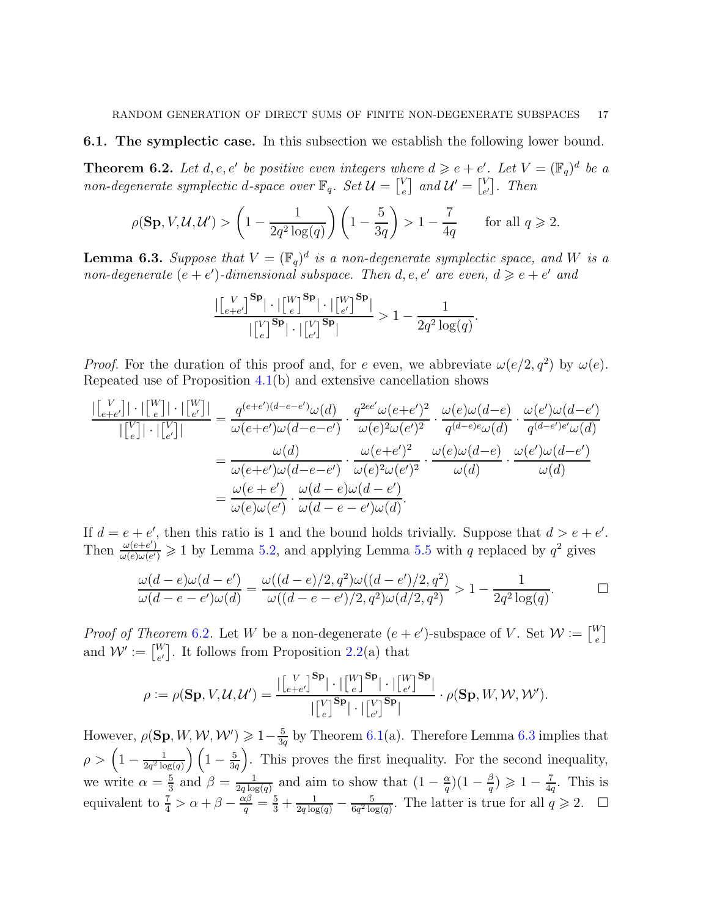### 6.1. The symplectic case.

In this subsection we establish the following lower bound.

**Theorem 6.2.** *Let $d, e, e'$ be positive even integers where $d \geqslant e + e'$. Let $V = (\mathbb{F}_q)^d$ be a non-degenerate symplectic $d$-space over $\mathbb{F}_q$. Set $\mathcal{U} = \left[{V \atop e}\right]$ and $\mathcal{U}' = \left[{V \atop e'}\right]$. Then*

$$\rho(\mathbf{Sp}, V, \mathcal{U}, \mathcal{U}') > \left(1 - \frac{1}{2q^2 \log(q)}\right)\left(1 - \frac{5}{3q}\right) > 1 - \frac{7}{4q} \qquad \text{for all } q \geqslant 2.$$

**Lemma 6.3.** *Suppose that $V = (\mathbb{F}_q)^d$ is a non-degenerate symplectic space, and $W$ is a non-degenerate $(e + e')$-dimensional subspace. Then $d, e, e'$ are even, $d \geqslant e + e'$ and*

$$\frac{|\left[{V \atop e+e'}\right]^{\mathbf{Sp}}| \cdot |\left[{W \atop e}\right]^{\mathbf{Sp}}| \cdot |\left[{W \atop e'}\right]^{\mathbf{Sp}}|}{|\left[{V \atop e}\right]^{\mathbf{Sp}}| \cdot |\left[{V \atop e'}\right]^{\mathbf{Sp}}|} > 1 - \frac{1}{2q^2 \log(q)}.$$

*Proof.* For the duration of this proof and, for $e$ even, we abbreviate $\omega(e/2, q^2)$ by $\omega(e)$. Repeated use of Proposition 4.1(b) and extensive cancellation shows

$$\begin{aligned}
\frac{|\left[{V \atop e+e'}\right]| \cdot |\left[{W \atop e}\right]| \cdot |\left[{W \atop e'}\right]|}{|\left[{V \atop e}\right]| \cdot |\left[{V \atop e'}\right]|} &= \frac{q^{(e+e')(d-e-e')}\omega(d)}{\omega(e+e')\omega(d-e-e')} \cdot \frac{q^{2ee'}\omega(e+e')^2}{\omega(e)^2\omega(e')^2} \cdot \frac{\omega(e)\omega(d-e)}{q^{(d-e)e}\omega(d)} \cdot \frac{\omega(e')\omega(d-e')}{q^{(d-e')e'}\omega(d)} \\
&= \frac{\omega(d)}{\omega(e+e')\omega(d-e-e')} \cdot \frac{\omega(e+e')^2}{\omega(e)^2\omega(e')^2} \cdot \frac{\omega(e)\omega(d-e)}{\omega(d)} \cdot \frac{\omega(e')\omega(d-e')}{\omega(d)} \\
&= \frac{\omega(e+e')}{\omega(e)\omega(e')} \cdot \frac{\omega(d-e)\omega(d-e')}{\omega(d-e-e')\omega(d)}.
\end{aligned}$$

If $d = e + e'$, then this ratio is 1 and the bound holds trivially. Suppose that $d > e + e'$. Then $\frac{\omega(e+e')}{\omega(e)\omega(e')} \geqslant 1$ by Lemma 5.2, and applying Lemma 5.5 with $q$ replaced by $q^2$ gives

$$\frac{\omega(d-e)\omega(d-e')}{\omega(d-e-e')\omega(d)} = \frac{\omega((d-e)/2, q^2)\omega((d-e')/2, q^2)}{\omega((d-e-e')/2, q^2)\omega(d/2, q^2)} > 1 - \frac{1}{2q^2 \log(q)}. \qquad \square$$

*Proof of Theorem 6.2.* Let $W$ be a non-degenerate $(e + e')$-subspace of $V$. Set $\mathcal{W} := \left[{W \atop e}\right]$ and $\mathcal{W}' := \left[{W \atop e'}\right]$. It follows from Proposition 2.2(a) that

$$\rho := \rho(\mathbf{Sp}, V, \mathcal{U}, \mathcal{U}') = \frac{|\left[{V \atop e+e'}\right]^{\mathbf{Sp}}| \cdot |\left[{W \atop e}\right]^{\mathbf{Sp}}| \cdot |\left[{W \atop e'}\right]^{\mathbf{Sp}}|}{|\left[{V \atop e}\right]^{\mathbf{Sp}}| \cdot |\left[{V \atop e'}\right]^{\mathbf{Sp}}|} \cdot \rho(\mathbf{Sp}, W, \mathcal{W}, \mathcal{W}').$$

However, $\rho(\mathbf{Sp}, W, \mathcal{W}, \mathcal{W}') \geqslant 1 - \frac{5}{3q}$ by Theorem 6.1(a). Therefore Lemma 6.3 implies that $\rho > \left(1 - \frac{1}{2q^2 \log(q)}\right)\left(1 - \frac{5}{3q}\right)$. This proves the first inequality. For the second inequality, we write $\alpha = \frac{5}{3}$ and $\beta = \frac{1}{2q\log(q)}$ and aim to show that $(1 - \frac{\alpha}{q})(1 - \frac{\beta}{q}) \geqslant 1 - \frac{7}{4q}$. This is equivalent to $\frac{7}{4} > \alpha + \beta - \frac{\alpha\beta}{q} = \frac{5}{3} + \frac{1}{2q\log(q)} - \frac{5}{6q^2\log(q)}$. The latter is true for all $q \geqslant 2$. $\square$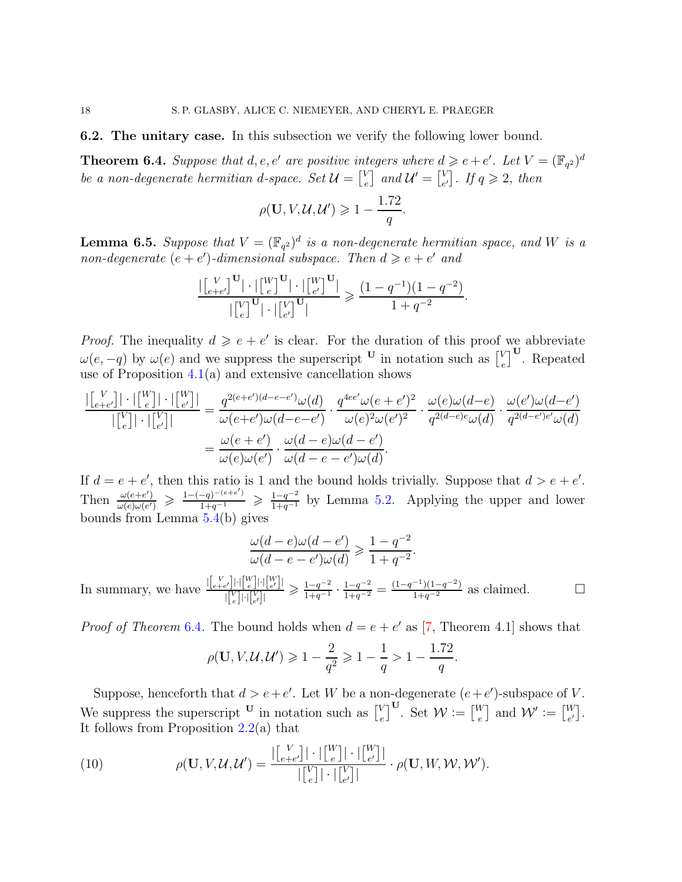### 6.2. The unitary case.

In this subsection we verify the following lower bound.

**Theorem 6.4.** *Suppose that $d, e, e'$ are positive integers where $d \geqslant e + e'$. Let $V = (\mathbb{F}_{q^2})^d$ be a non-degenerate hermitian $d$-space. Set $\mathcal{U} = \begin{bmatrix} V \\ e \end{bmatrix}$ and $\mathcal{U}' = \begin{bmatrix} V \\ e' \end{bmatrix}$. If $q \geqslant 2$, then*

$$\rho(\mathbf{U}, V, \mathcal{U}, \mathcal{U}') \geqslant 1 - \frac{1.72}{q}.$$

**Lemma 6.5.** *Suppose that $V = (\mathbb{F}_{q^2})^d$ is a non-degenerate hermitian space, and $W$ is a non-degenerate $(e+e')$-dimensional subspace. Then $d \geqslant e + e'$ and*

$$\frac{|\begin{bmatrix} V \\ e+e' \end{bmatrix}^{\mathbf{U}}| \cdot |\begin{bmatrix} W \\ e \end{bmatrix}^{\mathbf{U}}| \cdot |\begin{bmatrix} W \\ e' \end{bmatrix}^{\mathbf{U}}|}{|\begin{bmatrix} V \\ e \end{bmatrix}^{\mathbf{U}}| \cdot |\begin{bmatrix} V \\ e' \end{bmatrix}^{\mathbf{U}}|} \geqslant \frac{(1-q^{-1})(1-q^{-2})}{1+q^{-2}}.$$

*Proof.* The inequality $d \geqslant e + e'$ is clear. For the duration of this proof we abbreviate $\omega(e, -q)$ by $\omega(e)$ and we suppress the superscript $^{\mathbf{U}}$ in notation such as $\begin{bmatrix} V \\ e \end{bmatrix}^{\mathbf{U}}$. Repeated use of Proposition 4.1(a) and extensive cancellation shows

$$\begin{aligned}
\frac{|\begin{bmatrix} V \\ e+e' \end{bmatrix}| \cdot |\begin{bmatrix} W \\ e \end{bmatrix}| \cdot |\begin{bmatrix} W \\ e' \end{bmatrix}|}{|\begin{bmatrix} V \\ e \end{bmatrix}| \cdot |\begin{bmatrix} V \\ e' \end{bmatrix}|} &= \frac{q^{2(e+e')(d-e-e')}\omega(d)}{\omega(e+e')\omega(d-e-e')} \cdot \frac{q^{4ee'}\omega(e+e')^2}{\omega(e)^2\omega(e')^2} \cdot \frac{\omega(e)\omega(d-e)}{q^{2(d-e)e}\omega(d)} \cdot \frac{\omega(e')\omega(d-e')}{q^{2(d-e')e'}\omega(d)} \\
&= \frac{\omega(e+e')}{\omega(e)\omega(e')} \cdot \frac{\omega(d-e)\omega(d-e')}{\omega(d-e-e')\omega(d)}.
\end{aligned}$$

If $d = e + e'$, then this ratio is 1 and the bound holds trivially. Suppose that $d > e + e'$. Then $\frac{\omega(e+e')}{\omega(e)\omega(e')} \geqslant \frac{1-(-q)^{-(e+e')}}{1+q^{-1}} \geqslant \frac{1-q^{-2}}{1+q^{-1}}$ by Lemma 5.2. Applying the upper and lower bounds from Lemma 5.4(b) gives

$$\frac{\omega(d-e)\omega(d-e')}{\omega(d-e-e')\omega(d)} \geqslant \frac{1-q^{-2}}{1+q^{-2}}.$$

In summary, we have $\frac{|\begin{bmatrix} V \\ e+e' \end{bmatrix}| \cdot |\begin{bmatrix} W \\ e \end{bmatrix}| \cdot |\begin{bmatrix} W \\ e' \end{bmatrix}|}{|\begin{bmatrix} V \\ e \end{bmatrix}| \cdot |\begin{bmatrix} V \\ e' \end{bmatrix}|} \geqslant \frac{1-q^{-2}}{1+q^{-1}} \cdot \frac{1-q^{-2}}{1+q^{-2}} = \frac{(1-q^{-1})(1-q^{-2})}{1+q^{-2}}$ as claimed. $\square$

*Proof of Theorem 6.4.* The bound holds when $d = e + e'$ as [7, Theorem 4.1] shows that

$$\rho(\mathbf{U}, V, \mathcal{U}, \mathcal{U}') \geqslant 1 - \frac{2}{q^2} \geqslant 1 - \frac{1}{q} > 1 - \frac{1.72}{q}.$$

Suppose, henceforth that $d > e + e'$. Let $W$ be a non-degenerate $(e+e')$-subspace of $V$. We suppress the superscript $^{\mathbf{U}}$ in notation such as $\begin{bmatrix} V \\ e \end{bmatrix}^{\mathbf{U}}$. Set $\mathcal{W} := \begin{bmatrix} W \\ e \end{bmatrix}$ and $\mathcal{W}' := \begin{bmatrix} W \\ e' \end{bmatrix}$. It follows from Proposition 2.2(a) that

$$\rho(\mathbf{U}, V, \mathcal{U}, \mathcal{U}') = \frac{|\begin{bmatrix} V \\ e+e' \end{bmatrix}| \cdot |\begin{bmatrix} W \\ e \end{bmatrix}| \cdot |\begin{bmatrix} W \\ e' \end{bmatrix}|}{|\begin{bmatrix} V \\ e \end{bmatrix}| \cdot |\begin{bmatrix} V \\ e' \end{bmatrix}|} \cdot \rho(\mathbf{U}, W, \mathcal{W}, \mathcal{W}'). \tag{10}$$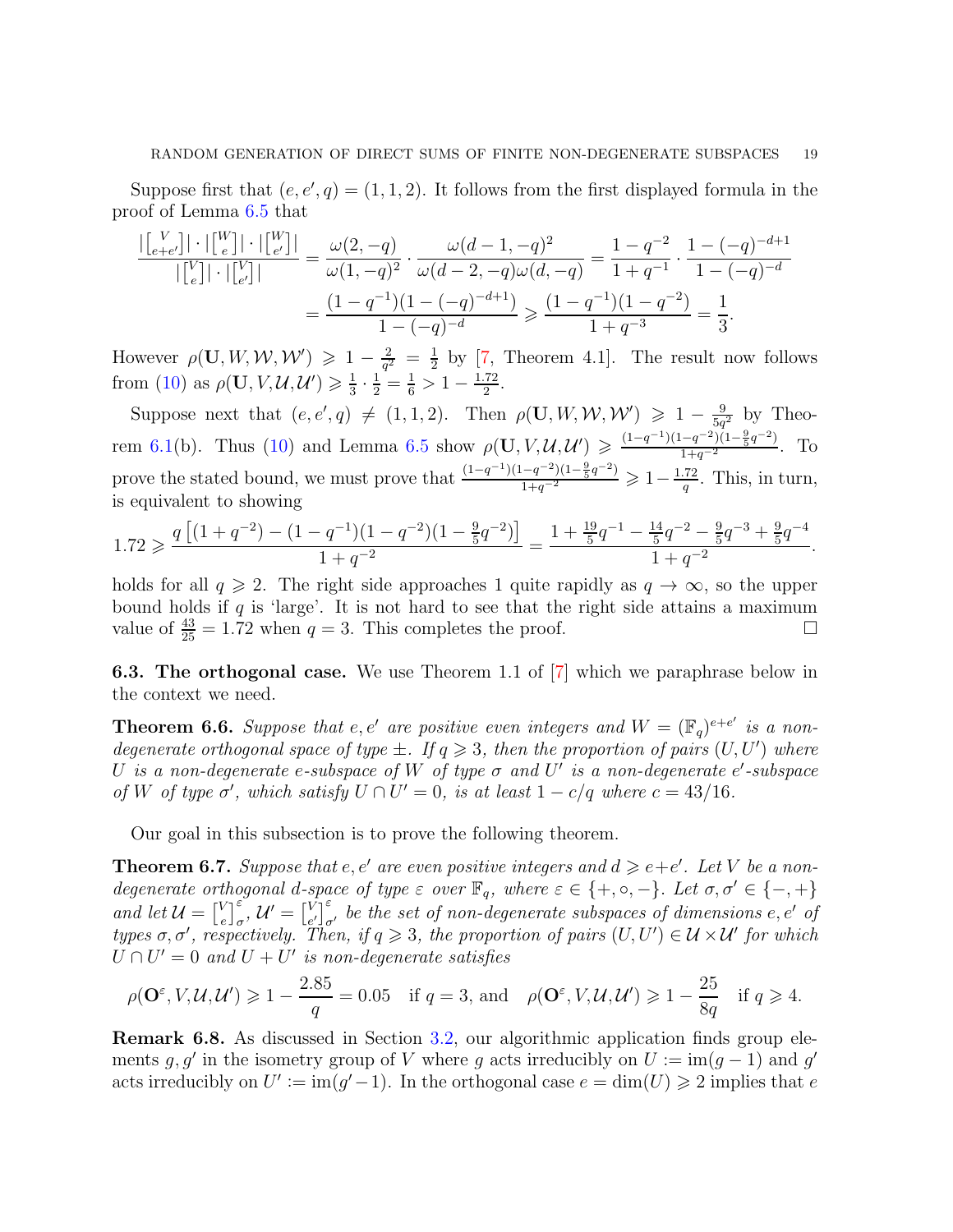Suppose first that $(e, e', q) = (1, 1, 2)$. It follows from the first displayed formula in the proof of Lemma 6.5 that

$$\frac{|\left[{V \atop e+e'}\right]| \cdot |\left[{W \atop e}\right]| \cdot |\left[{W \atop e'}\right]|}{|\left[{V \atop e}\right]| \cdot |\left[{V \atop e'}\right]|} = \frac{\omega(2, -q)}{\omega(1, -q)^2} \cdot \frac{\omega(d-1, -q)^2}{\omega(d-2, -q)\omega(d, -q)} = \frac{1 - q^{-2}}{1 + q^{-1}} \cdot \frac{1 - (-q)^{-d+1}}{1 - (-q)^{-d}}$$
$$= \frac{(1 - q^{-1})(1 - (-q)^{-d+1})}{1 - (-q)^{-d}} \geqslant \frac{(1 - q^{-1})(1 - q^{-2})}{1 + q^{-3}} = \frac{1}{3}.$$

However $\rho(\mathbf{U}, W, \mathcal{W}, \mathcal{W}') \geqslant 1 - \frac{2}{q^2} = \frac{1}{2}$ by [7, Theorem 4.1]. The result now follows from (10) as $\rho(\mathbf{U}, V, \mathcal{U}, \mathcal{U}') \geqslant \frac{1}{3} \cdot \frac{1}{2} = \frac{1}{6} > 1 - \frac{1.72}{2}$.

Suppose next that $(e, e', q) \neq (1, 1, 2)$. Then $\rho(\mathbf{U}, W, \mathcal{W}, \mathcal{W}') \geqslant 1 - \frac{9}{5q^2}$ by Theorem 6.1(b). Thus (10) and Lemma 6.5 show $\rho(\mathbf{U}, V, \mathcal{U}, \mathcal{U}') \geqslant \frac{(1-q^{-1})(1-q^{-2})(1-\frac{9}{5}q^{-2})}{1+q^{-2}}$. To prove the stated bound, we must prove that $\frac{(1-q^{-1})(1-q^{-2})(1-\frac{9}{5}q^{-2})}{1+q^{-2}} \geqslant 1 - \frac{1.72}{q}$. This, in turn, is equivalent to showing

$$1.72 \geqslant \frac{q\left[(1 + q^{-2}) - (1 - q^{-1})(1 - q^{-2})(1 - \frac{9}{5}q^{-2})\right]}{1 + q^{-2}} = \frac{1 + \frac{19}{5}q^{-1} - \frac{14}{5}q^{-2} - \frac{9}{5}q^{-3} + \frac{9}{5}q^{-4}}{1 + q^{-2}}.$$

holds for all $q \geqslant 2$. The right side approaches 1 quite rapidly as $q \to \infty$, so the upper bound holds if $q$ is 'large'. It is not hard to see that the right side attains a maximum value of $\frac{43}{25} = 1.72$ when $q = 3$. This completes the proof. $\square$

**6.3. The orthogonal case.** We use Theorem 1.1 of [7] which we paraphrase below in the context we need.

**Theorem 6.6.** *Suppose that $e, e'$ are positive even integers and $W = (\mathbb{F}_q)^{e+e'}$ is a non-degenerate orthogonal space of type $\pm$. If $q \geqslant 3$, then the proportion of pairs $(U, U')$ where $U$ is a non-degenerate $e$-subspace of $W$ of type $\sigma$ and $U'$ is a non-degenerate $e'$-subspace of $W$ of type $\sigma'$, which satisfy $U \cap U' = 0$, is at least $1 - c/q$ where $c = 43/16$.*

Our goal in this subsection is to prove the following theorem.

**Theorem 6.7.** *Suppose that $e, e'$ are even positive integers and $d \geqslant e+e'$. Let $V$ be a non-degenerate orthogonal $d$-space of type $\varepsilon$ over $\mathbb{F}_q$, where $\varepsilon \in \{+, \circ, -\}$. Let $\sigma, \sigma' \in \{-, +\}$ and let $\mathcal{U} = \left[{V \atop e}\right]^{\varepsilon}_{\sigma}$, $\mathcal{U}' = \left[{V \atop e'}\right]^{\varepsilon}_{\sigma'}$ be the set of non-degenerate subspaces of dimensions $e, e'$ of types $\sigma, \sigma'$, respectively. Then, if $q \geqslant 3$, the proportion of pairs $(U, U') \in \mathcal{U} \times \mathcal{U}'$ for which $U \cap U' = 0$ and $U + U'$ is non-degenerate satisfies*

$$\rho(\mathbf{O}^{\varepsilon}, V, \mathcal{U}, \mathcal{U}') \geqslant 1 - \frac{2.85}{q} = 0.05 \quad \text{if } q = 3, \text{ and} \quad \rho(\mathbf{O}^{\varepsilon}, V, \mathcal{U}, \mathcal{U}') \geqslant 1 - \frac{25}{8q} \quad \text{if } q \geqslant 4.$$

**Remark 6.8.** As discussed in Section 3.2, our algorithmic application finds group elements $g, g'$ in the isometry group of $V$ where $g$ acts irreducibly on $U := \mathrm{im}(g - 1)$ and $g'$ acts irreducibly on $U' := \mathrm{im}(g' - 1)$. In the orthogonal case $e = \dim(U) \geqslant 2$ implies that $e$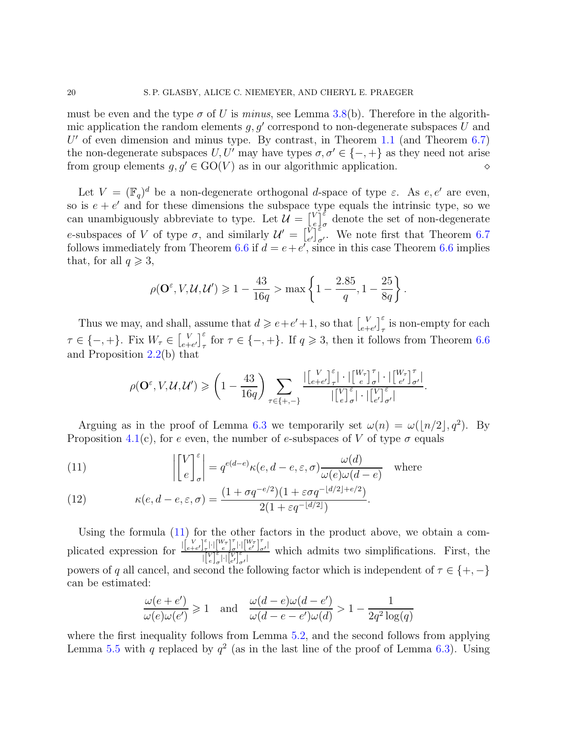must be even and the type $\sigma$ of $U$ is *minus*, see Lemma 3.8(b). Therefore in the algorithmic application the random elements $g, g'$ correspond to non-degenerate subspaces $U$ and $U'$ of even dimension and minus type. By contrast, in Theorem 1.1 (and Theorem 6.7) the non-degenerate subspaces $U, U'$ may have types $\sigma, \sigma' \in \{-,+\}$ as they need not arise from group elements $g, g' \in \mathrm{GO}(V)$ as in our algorithmic application. $\diamond$

Let $V = (\mathbb{F}_q)^d$ be a non-degenerate orthogonal $d$-space of type $\varepsilon$. As $e, e'$ are even, so is $e+e'$ and for these dimensions the subspace type equals the intrinsic type, so we can unambiguously abbreviate to type. Let $\mathcal{U} = \begin{bmatrix} V \\ e \end{bmatrix}_\sigma^\varepsilon$ denote the set of non-degenerate $e$-subspaces of $V$ of type $\sigma$, and similarly $\mathcal{U}' = \begin{bmatrix} V \\ e' \end{bmatrix}_{\sigma'}^\varepsilon$. We note first that Theorem 6.7 follows immediately from Theorem 6.6 if $d = e+e'$, since in this case Theorem 6.6 implies that, for all $q \geqslant 3$,

$$\rho(\mathbf{O}^\varepsilon, V, \mathcal{U}, \mathcal{U}') \geqslant 1 - \frac{43}{16q} > \max\left\{1 - \frac{2.85}{q}, 1 - \frac{25}{8q}\right\}.$$

Thus we may, and shall, assume that $d \geqslant e+e'+1$, so that $\begin{bmatrix} V \\ e+e' \end{bmatrix}_\tau^\varepsilon$ is non-empty for each $\tau \in \{-,+\}$. Fix $W_\tau \in \begin{bmatrix} V \\ e+e' \end{bmatrix}_\tau^\varepsilon$ for $\tau \in \{-,+\}$. If $q \geqslant 3$, then it follows from Theorem 6.6 and Proposition 2.2(b) that

$$\rho(\mathbf{O}^\varepsilon, V, \mathcal{U}, \mathcal{U}') \geqslant \left(1 - \frac{43}{16q}\right) \sum_{\tau \in \{+,-\}} \frac{|\begin{bmatrix} V \\ e+e' \end{bmatrix}_\tau^\varepsilon| \cdot |\begin{bmatrix} W_\tau \\ e \end{bmatrix}_\sigma^\tau| \cdot |\begin{bmatrix} W_\tau \\ e' \end{bmatrix}_{\sigma'}^\tau|}{|\begin{bmatrix} V \\ e \end{bmatrix}_\sigma^\varepsilon| \cdot |\begin{bmatrix} V \\ e' \end{bmatrix}_{\sigma'}^\varepsilon|}.$$

Arguing as in the proof of Lemma 6.3 we temporarily set $\omega(n) = \omega(\lfloor n/2 \rfloor, q^2)$. By Proposition 4.1(c), for $e$ even, the number of $e$-subspaces of $V$ of type $\sigma$ equals

$$\left| \begin{bmatrix} V \\ e \end{bmatrix}_\sigma^\varepsilon \right| = q^{e(d-e)} \kappa(e, d-e, \varepsilon, \sigma) \frac{\omega(d)}{\omega(e)\omega(d-e)} \quad \text{where} \tag{11}$$

$$\kappa(e, d-e, \varepsilon, \sigma) = \frac{(1 + \sigma q^{-e/2})(1 + \varepsilon\sigma q^{-\lfloor d/2 \rfloor + e/2})}{2(1 + \varepsilon q^{-\lfloor d/2 \rfloor})}. \tag{12}$$

Using the formula (11) for the other factors in the product above, we obtain a complicated expression for $\frac{|\begin{bmatrix} V \\ e+e' \end{bmatrix}_\tau^\varepsilon| \cdot |\begin{bmatrix} W_\tau \\ e \end{bmatrix}_\sigma^\tau| \cdot |\begin{bmatrix} W_\tau \\ e' \end{bmatrix}_{\sigma'}^\tau|}{|\begin{bmatrix} V \\ e \end{bmatrix}_\sigma^\varepsilon| \cdot |\begin{bmatrix} V \\ e' \end{bmatrix}_{\sigma'}^\varepsilon|}$ which admits two simplifications. First, the powers of $q$ all cancel, and second the following factor which is independent of $\tau \in \{+,-\}$ can be estimated:

$$\frac{\omega(e+e')}{\omega(e)\omega(e')} \geqslant 1 \quad \text{and} \quad \frac{\omega(d-e)\omega(d-e')}{\omega(d-e-e')\omega(d)} > 1 - \frac{1}{2q^2\log(q)}$$

where the first inequality follows from Lemma 5.2, and the second follows from applying Lemma 5.5 with $q$ replaced by $q^2$ (as in the last line of the proof of Lemma 6.3). Using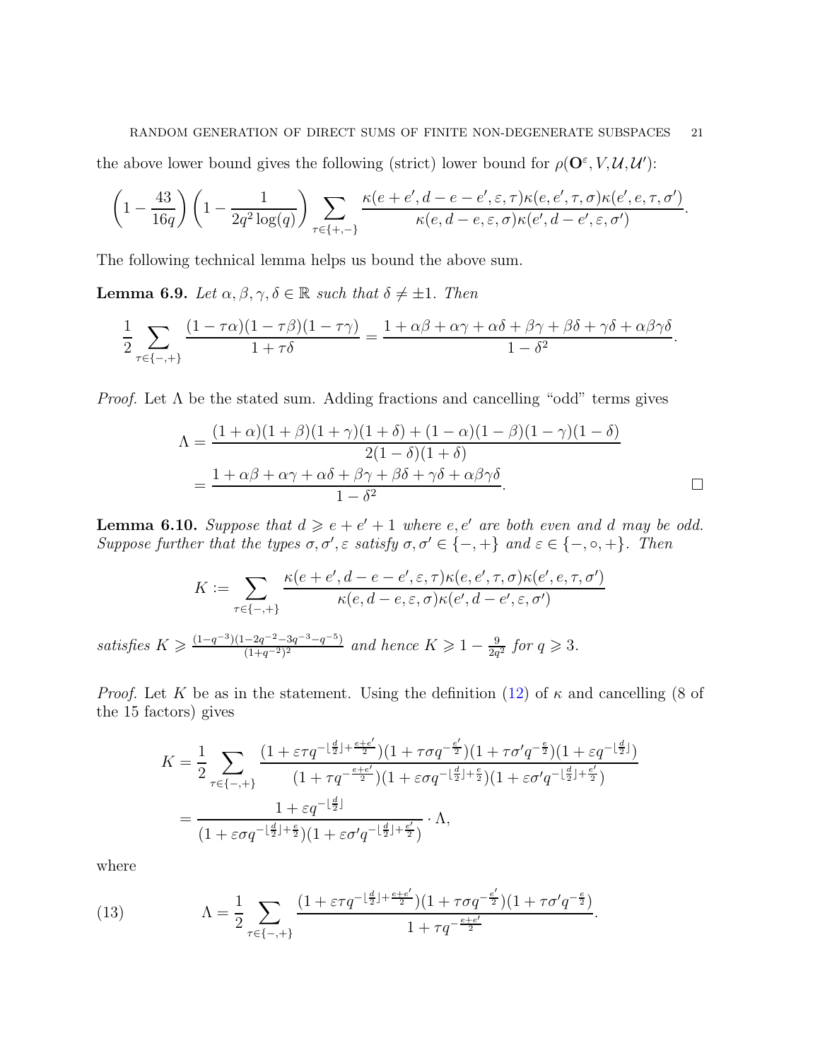the above lower bound gives the following (strict) lower bound for $\rho(\mathbf{O}^\varepsilon, V, \mathcal{U}, \mathcal{U}')$:

$$\left(1 - \frac{43}{16q}\right)\left(1 - \frac{1}{2q^2\log(q)}\right) \sum_{\tau\in\{+,-\}} \frac{\kappa(e+e', d-e-e', \varepsilon, \tau)\kappa(e, e', \tau, \sigma)\kappa(e', e, \tau, \sigma')}{\kappa(e, d-e, \varepsilon, \sigma)\kappa(e', d-e', \varepsilon, \sigma')}.$$

The following technical lemma helps us bound the above sum.

**Lemma 6.9.** *Let $\alpha, \beta, \gamma, \delta \in \mathbb{R}$ such that $\delta \neq \pm 1$. Then*

$$\frac{1}{2}\sum_{\tau\in\{-,+\}} \frac{(1-\tau\alpha)(1-\tau\beta)(1-\tau\gamma)}{1+\tau\delta} = \frac{1+\alpha\beta+\alpha\gamma+\alpha\delta+\beta\gamma+\beta\delta+\gamma\delta+\alpha\beta\gamma\delta}{1-\delta^2}.$$

*Proof.* Let $\Lambda$ be the stated sum. Adding fractions and cancelling "odd" terms gives

$$\begin{aligned}
\Lambda &= \frac{(1+\alpha)(1+\beta)(1+\gamma)(1+\delta) + (1-\alpha)(1-\beta)(1-\gamma)(1-\delta)}{2(1-\delta)(1+\delta)} \\
&= \frac{1+\alpha\beta+\alpha\gamma+\alpha\delta+\beta\gamma+\beta\delta+\gamma\delta+\alpha\beta\gamma\delta}{1-\delta^2}.
\end{aligned}$$

□

**Lemma 6.10.** *Suppose that $d \geqslant e+e'+1$ where $e, e'$ are both even and $d$ may be odd. Suppose further that the types $\sigma, \sigma', \varepsilon$ satisfy $\sigma, \sigma' \in \{-,+\}$ and $\varepsilon \in \{-, \circ, +\}$. Then*

$$K := \sum_{\tau\in\{-,+\}} \frac{\kappa(e+e', d-e-e', \varepsilon, \tau)\kappa(e, e', \tau, \sigma)\kappa(e', e, \tau, \sigma')}{\kappa(e, d-e, \varepsilon, \sigma)\kappa(e', d-e', \varepsilon, \sigma')}$$

*satisfies $K \geqslant \frac{(1-q^{-3})(1-2q^{-2}-3q^{-3}-q^{-5})}{(1+q^{-2})^2}$ and hence $K \geqslant 1 - \frac{9}{2q^2}$ for $q \geqslant 3$.*

*Proof.* Let $K$ be as in the statement. Using the definition (12) of $\kappa$ and cancelling (8 of the 15 factors) gives

$$\begin{aligned}
K &= \frac{1}{2}\sum_{\tau\in\{-,+\}} \frac{(1+\varepsilon\tau q^{-\lfloor\frac{d}{2}\rfloor+\frac{e+e'}{2}})(1+\tau\sigma q^{-\frac{e'}{2}})(1+\tau\sigma' q^{-\frac{e}{2}})(1+\varepsilon q^{-\lfloor\frac{d}{2}\rfloor})}{(1+\tau q^{-\frac{e+e'}{2}})(1+\varepsilon\sigma q^{-\lfloor\frac{d}{2}\rfloor+\frac{e}{2}})(1+\varepsilon\sigma' q^{-\lfloor\frac{d}{2}\rfloor+\frac{e'}{2}})} \\
&= \frac{1+\varepsilon q^{-\lfloor\frac{d}{2}\rfloor}}{(1+\varepsilon\sigma q^{-\lfloor\frac{d}{2}\rfloor+\frac{e}{2}})(1+\varepsilon\sigma' q^{-\lfloor\frac{d}{2}\rfloor+\frac{e'}{2}})} \cdot \Lambda,
\end{aligned}$$

where

$$\Lambda = \frac{1}{2}\sum_{\tau\in\{-,+\}} \frac{(1+\varepsilon\tau q^{-\lfloor\frac{d}{2}\rfloor+\frac{e+e'}{2}})(1+\tau\sigma q^{-\frac{e'}{2}})(1+\tau\sigma' q^{-\frac{e}{2}})}{1+\tau q^{-\frac{e+e'}{2}}}. \tag{13}$$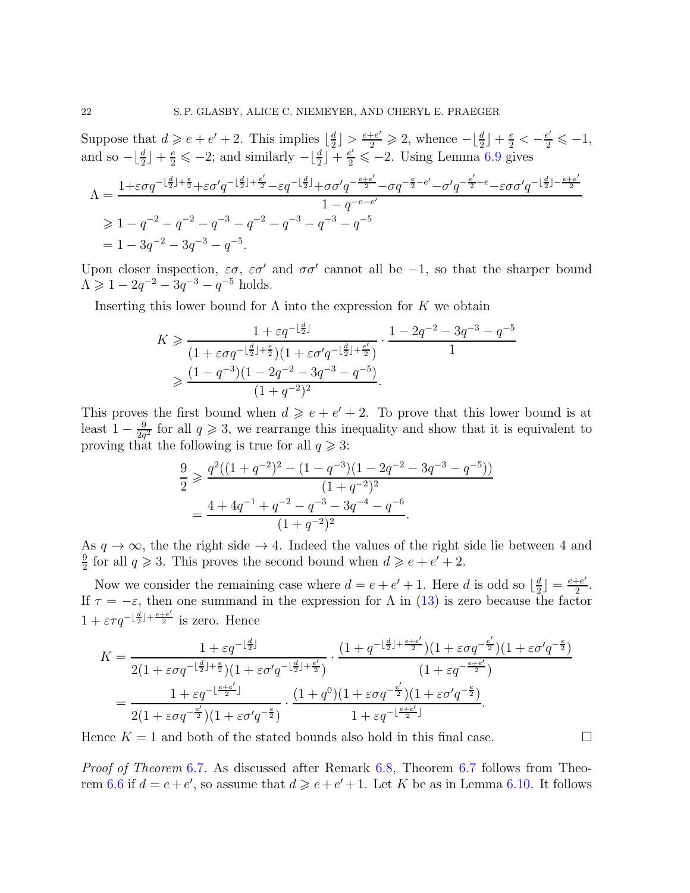Suppose that $d \geqslant e + e' + 2$. This implies $\lfloor \frac{d}{2} \rfloor > \frac{e+e'}{2} \geqslant 2$, whence $-\lfloor \frac{d}{2} \rfloor + \frac{e}{2} < -\frac{e'}{2} \leqslant -1$, and so $-\lfloor \frac{d}{2} \rfloor + \frac{e}{2} \leqslant -2$; and similarly $-\lfloor \frac{d}{2} \rfloor + \frac{e'}{2} \leqslant -2$. Using Lemma 6.9 gives

$$
\begin{aligned}
\Lambda &= \frac{1+\varepsilon\sigma q^{-\lfloor\frac{d}{2}\rfloor+\frac{e}{2}}+\varepsilon\sigma' q^{-\lfloor\frac{d}{2}\rfloor+\frac{e'}{2}}-\varepsilon q^{-\lfloor\frac{d}{2}\rfloor}+\sigma\sigma' q^{-\frac{e+e'}{2}}-\sigma q^{-\frac{e}{2}-e'}-\sigma' q^{-\frac{e'}{2}-e}-\varepsilon\sigma\sigma' q^{-\lfloor\frac{d}{2}\rfloor-\frac{e+e'}{2}}}{1-q^{-e-e'}} \\
&\geqslant 1 - q^{-2} - q^{-2} - q^{-3} - q^{-2} - q^{-3} - q^{-3} - q^{-5} \\
&= 1 - 3q^{-2} - 3q^{-3} - q^{-5}.
\end{aligned}
$$

Upon closer inspection, $\varepsilon\sigma$, $\varepsilon\sigma'$ and $\sigma\sigma'$ cannot all be $-1$, so that the sharper bound $\Lambda \geqslant 1 - 2q^{-2} - 3q^{-3} - q^{-5}$ holds.

Inserting this lower bound for $\Lambda$ into the expression for $K$ we obtain

$$
\begin{aligned}
K &\geqslant \frac{1+\varepsilon q^{-\lfloor\frac{d}{2}\rfloor}}{(1+\varepsilon\sigma q^{-\lfloor\frac{d}{2}\rfloor+\frac{e}{2}})(1+\varepsilon\sigma' q^{-\lfloor\frac{d}{2}\rfloor+\frac{e'}{2}})} \cdot \frac{1-2q^{-2}-3q^{-3}-q^{-5}}{1} \\
&\geqslant \frac{(1-q^{-3})(1-2q^{-2}-3q^{-3}-q^{-5})}{(1+q^{-2})^2}.
\end{aligned}
$$

This proves the first bound when $d \geqslant e + e' + 2$. To prove that this lower bound is at least $1 - \frac{9}{2q^2}$ for all $q \geqslant 3$, we rearrange this inequality and show that it is equivalent to proving that the following is true for all $q \geqslant 3$:

$$
\begin{aligned}
\frac{9}{2} &\geqslant \frac{q^2((1+q^{-2})^2 - (1-q^{-3})(1-2q^{-2}-3q^{-3}-q^{-5}))}{(1+q^{-2})^2} \\
&= \frac{4+4q^{-1}+q^{-2}-q^{-3}-3q^{-4}-q^{-6}}{(1+q^{-2})^2}.
\end{aligned}
$$

As $q \to \infty$, the the right side $\to 4$. Indeed the values of the right side lie between 4 and $\frac{9}{2}$ for all $q \geqslant 3$. This proves the second bound when $d \geqslant e + e' + 2$.

Now we consider the remaining case where $d = e + e' + 1$. Here $d$ is odd so $\lfloor \frac{d}{2} \rfloor = \frac{e+e'}{2}$. If $\tau = -\varepsilon$, then one summand in the expression for $\Lambda$ in (13) is zero because the factor $1 + \varepsilon\tau q^{-\lfloor\frac{d}{2}\rfloor+\frac{e+e'}{2}}$ is zero. Hence

$$
\begin{aligned}
K &= \frac{1+\varepsilon q^{-\lfloor\frac{d}{2}\rfloor}}{2(1+\varepsilon\sigma q^{-\lfloor\frac{d}{2}\rfloor+\frac{e}{2}})(1+\varepsilon\sigma' q^{-\lfloor\frac{d}{2}\rfloor+\frac{e'}{2}})} \cdot \frac{(1+q^{-\lfloor\frac{d}{2}\rfloor+\frac{e+e'}{2}})(1+\varepsilon\sigma q^{-\frac{e'}{2}})(1+\varepsilon\sigma' q^{-\frac{e}{2}})}{(1+\varepsilon q^{-\frac{e+e'}{2}})} \\
&= \frac{1+\varepsilon q^{-\lfloor\frac{e+e'}{2}\rfloor}}{2(1+\varepsilon\sigma q^{-\frac{e'}{2}})(1+\varepsilon\sigma' q^{-\frac{e}{2}})} \cdot \frac{(1+q^{0})(1+\varepsilon\sigma q^{-\frac{e'}{2}})(1+\varepsilon\sigma' q^{-\frac{e}{2}})}{1+\varepsilon q^{-\lfloor\frac{e+e'}{2}\rfloor}}.
\end{aligned}
$$

Hence $K = 1$ and both of the stated bounds also hold in this final case. □

*Proof of Theorem* 6.7. As discussed after Remark 6.8, Theorem 6.7 follows from Theorem 6.6 if $d = e + e'$, so assume that $d \geqslant e + e' + 1$. Let $K$ be as in Lemma 6.10. It follows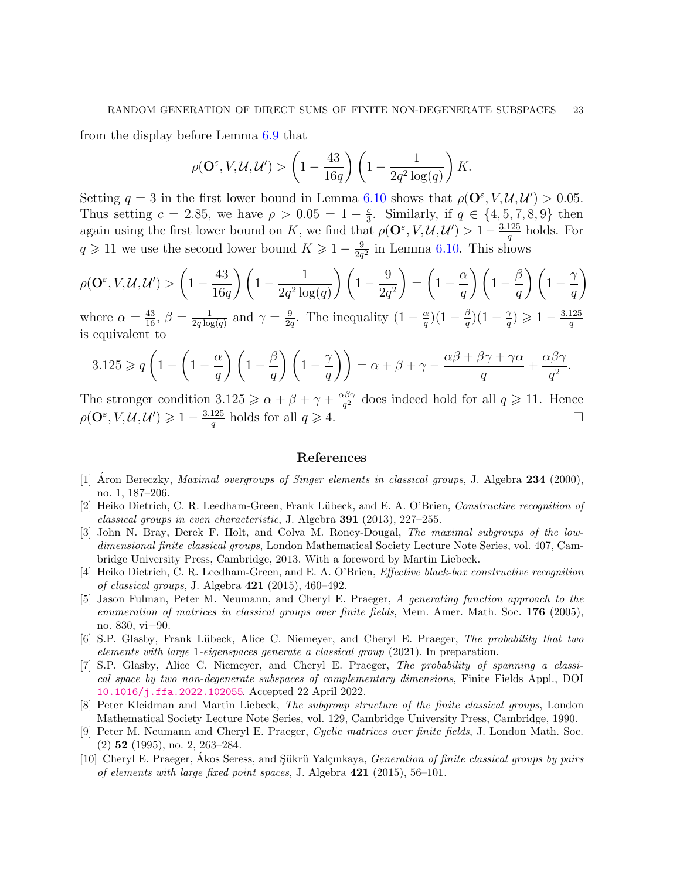from the display before Lemma 6.9 that

$$\rho(\mathbf{O}^{\varepsilon}, V, \mathcal{U}, \mathcal{U}') > \left(1 - \frac{43}{16q}\right)\left(1 - \frac{1}{2q^2\log(q)}\right)K.$$

Setting $q = 3$ in the first lower bound in Lemma 6.10 shows that $\rho(\mathbf{O}^{\varepsilon}, V, \mathcal{U}, \mathcal{U}') > 0.05$. Thus setting $c = 2.85$, we have $\rho > 0.05 = 1 - \frac{c}{3}$. Similarly, if $q \in \{4, 5, 7, 8, 9\}$ then again using the first lower bound on $K$, we find that $\rho(\mathbf{O}^{\varepsilon}, V, \mathcal{U}, \mathcal{U}') > 1 - \frac{3.125}{q}$ holds. For $q \geqslant 11$ we use the second lower bound $K \geqslant 1 - \frac{9}{2q^2}$ in Lemma 6.10. This shows

$$\rho(\mathbf{O}^{\varepsilon}, V, \mathcal{U}, \mathcal{U}') > \left(1 - \frac{43}{16q}\right)\left(1 - \frac{1}{2q^2\log(q)}\right)\left(1 - \frac{9}{2q^2}\right) = \left(1 - \frac{\alpha}{q}\right)\left(1 - \frac{\beta}{q}\right)\left(1 - \frac{\gamma}{q}\right)$$

where $\alpha = \frac{43}{16}$, $\beta = \frac{1}{2q\log(q)}$ and $\gamma = \frac{9}{2q}$. The inequality $(1 - \frac{\alpha}{q})(1 - \frac{\beta}{q})(1 - \frac{\gamma}{q}) \geqslant 1 - \frac{3.125}{q}$ is equivalent to

$$3.125 \geqslant q\left(1 - \left(1 - \frac{\alpha}{q}\right)\left(1 - \frac{\beta}{q}\right)\left(1 - \frac{\gamma}{q}\right)\right) = \alpha + \beta + \gamma - \frac{\alpha\beta + \beta\gamma + \gamma\alpha}{q} + \frac{\alpha\beta\gamma}{q^2}.$$

The stronger condition $3.125 \geqslant \alpha + \beta + \gamma + \frac{\alpha\beta\gamma}{q^2}$ does indeed hold for all $q \geqslant 11$. Hence $\rho(\mathbf{O}^{\varepsilon}, V, \mathcal{U}, \mathcal{U}') \geqslant 1 - \frac{3.125}{q}$ holds for all $q \geqslant 4$. □

## References

[1] Áron Bereczky, *Maximal overgroups of Singer elements in classical groups*, J. Algebra **234** (2000), no. 1, 187–206.

[2] Heiko Dietrich, C. R. Leedham-Green, Frank Lübeck, and E. A. O'Brien, *Constructive recognition of classical groups in even characteristic*, J. Algebra **391** (2013), 227–255.

[3] John N. Bray, Derek F. Holt, and Colva M. Roney-Dougal, *The maximal subgroups of the low-dimensional finite classical groups*, London Mathematical Society Lecture Note Series, vol. 407, Cambridge University Press, Cambridge, 2013. With a foreword by Martin Liebeck.

[4] Heiko Dietrich, C. R. Leedham-Green, and E. A. O'Brien, *Effective black-box constructive recognition of classical groups*, J. Algebra **421** (2015), 460–492.

[5] Jason Fulman, Peter M. Neumann, and Cheryl E. Praeger, *A generating function approach to the enumeration of matrices in classical groups over finite fields*, Mem. Amer. Math. Soc. **176** (2005), no. 830, vi+90.

[6] S.P. Glasby, Frank Lübeck, Alice C. Niemeyer, and Cheryl E. Praeger, *The probability that two elements with large 1-eigenspaces generate a classical group* (2021). In preparation.

[7] S.P. Glasby, Alice C. Niemeyer, and Cheryl E. Praeger, *The probability of spanning a classical space by two non-degenerate subspaces of complementary dimensions*, Finite Fields Appl., DOI 10.1016/j.ffa.2022.102055. Accepted 22 April 2022.

[8] Peter Kleidman and Martin Liebeck, *The subgroup structure of the finite classical groups*, London Mathematical Society Lecture Note Series, vol. 129, Cambridge University Press, Cambridge, 1990.

[9] Peter M. Neumann and Cheryl E. Praeger, *Cyclic matrices over finite fields*, J. London Math. Soc. (2) **52** (1995), no. 2, 263–284.

[10] Cheryl E. Praeger, Ákos Seress, and Şükrü Yalçınkaya, *Generation of finite classical groups by pairs of elements with large fixed point spaces*, J. Algebra **421** (2015), 56–101.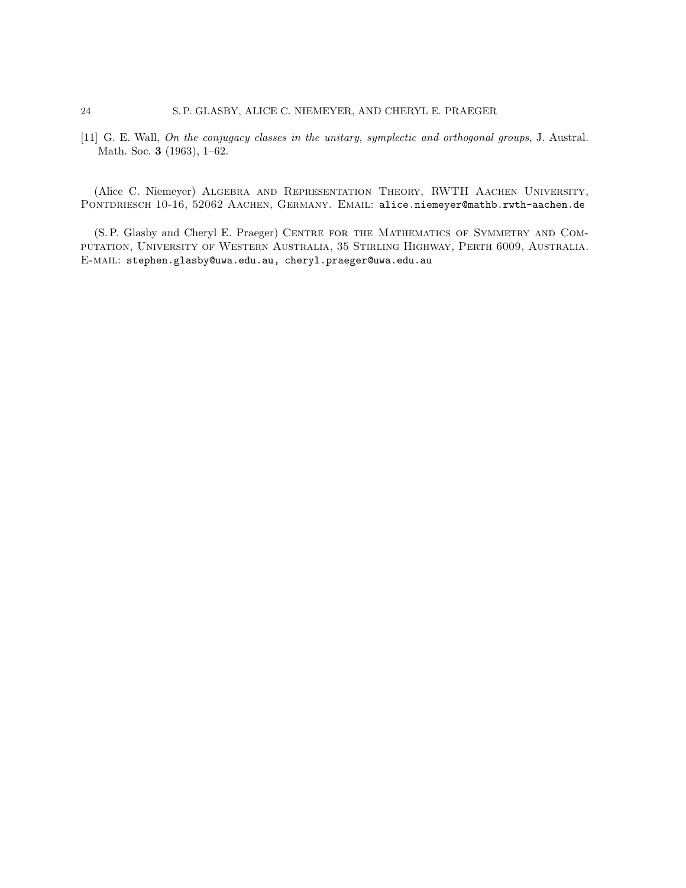[11] G. E. Wall, *On the conjugacy classes in the unitary, symplectic and orthogonal groups*, J. Austral. Math. Soc. **3** (1963), 1–62.

(Alice C. Niemeyer) Algebra and Representation Theory, RWTH Aachen University, Pontdriesch 10-16, 52062 Aachen, Germany. Email: `alice.niemeyer@mathb.rwth-aachen.de`

(S. P. Glasby and Cheryl E. Praeger) Centre for the Mathematics of Symmetry and Computation, University of Western Australia, 35 Stirling Highway, Perth 6009, Australia. E-mail: `stephen.glasby@uwa.edu.au, cheryl.praeger@uwa.edu.au`